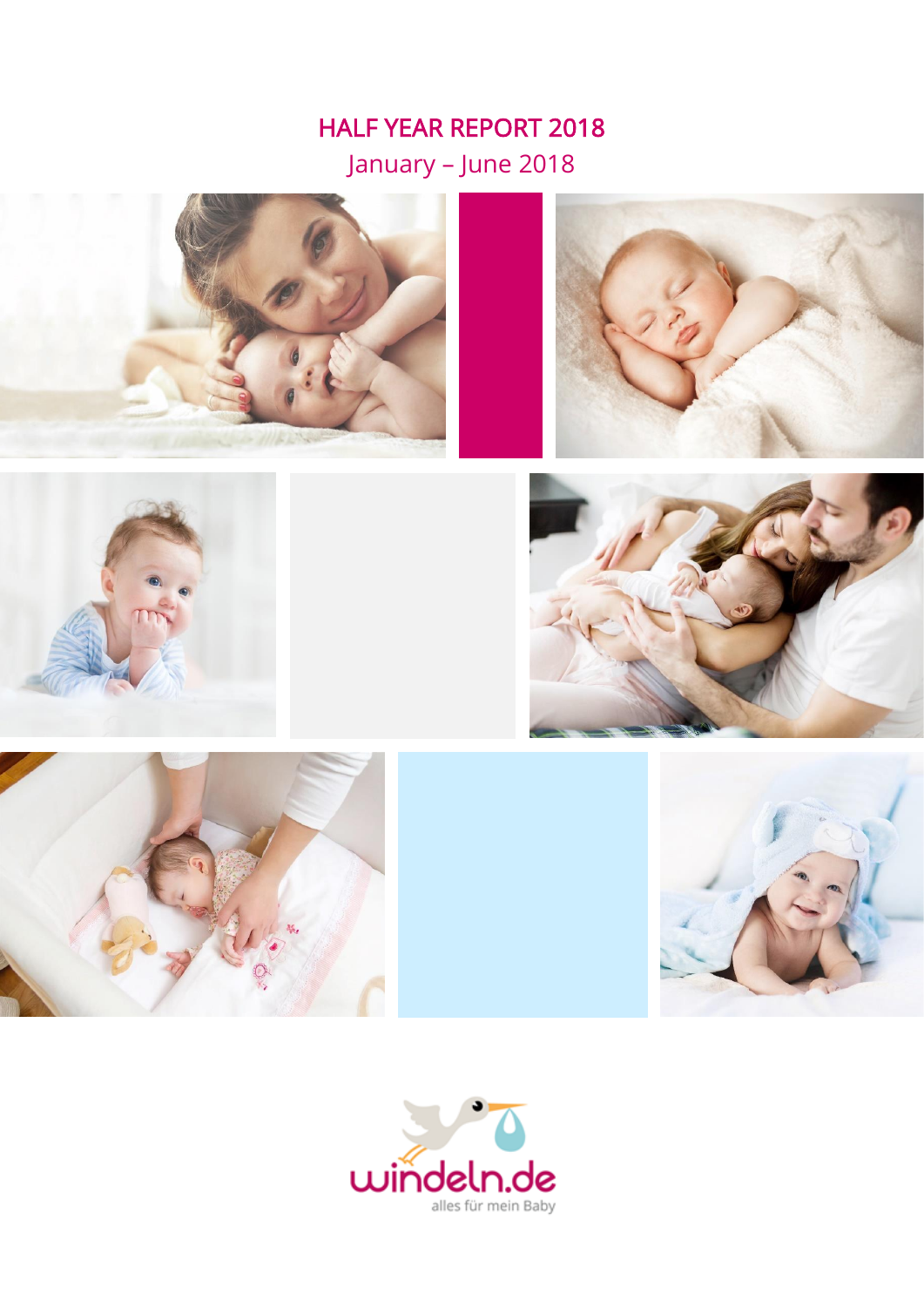# HALF YEAR REPORT 2018

January – June 2018

windeln.de

alles für mein Baby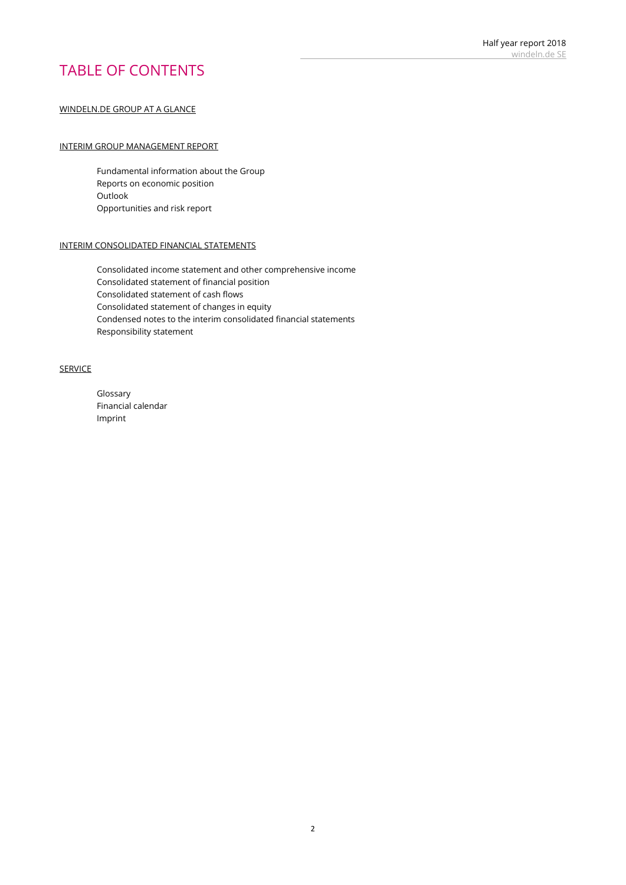# TABLE OF CONTENTS

WINDELN.DE GROUP AT A GLANCE

INTERIM GROUP MANAGEMENT REPORT

- Fundamental information about the Group
- Reports on economic position
- Outlook
- Opportunities and risk report

INTERIM CONSOLIDATED FINANCIAL STATEMENTS

- Consolidated income statement and other comprehensive income
- Consolidated statement of financial position
- Consolidated statement of cash flows
- Consolidated statement of changes in equity
- Condensed notes to the interim consolidated financial statements
- Responsibility statement

SERVICE

- Glossary
- Financial calendar
- Imprint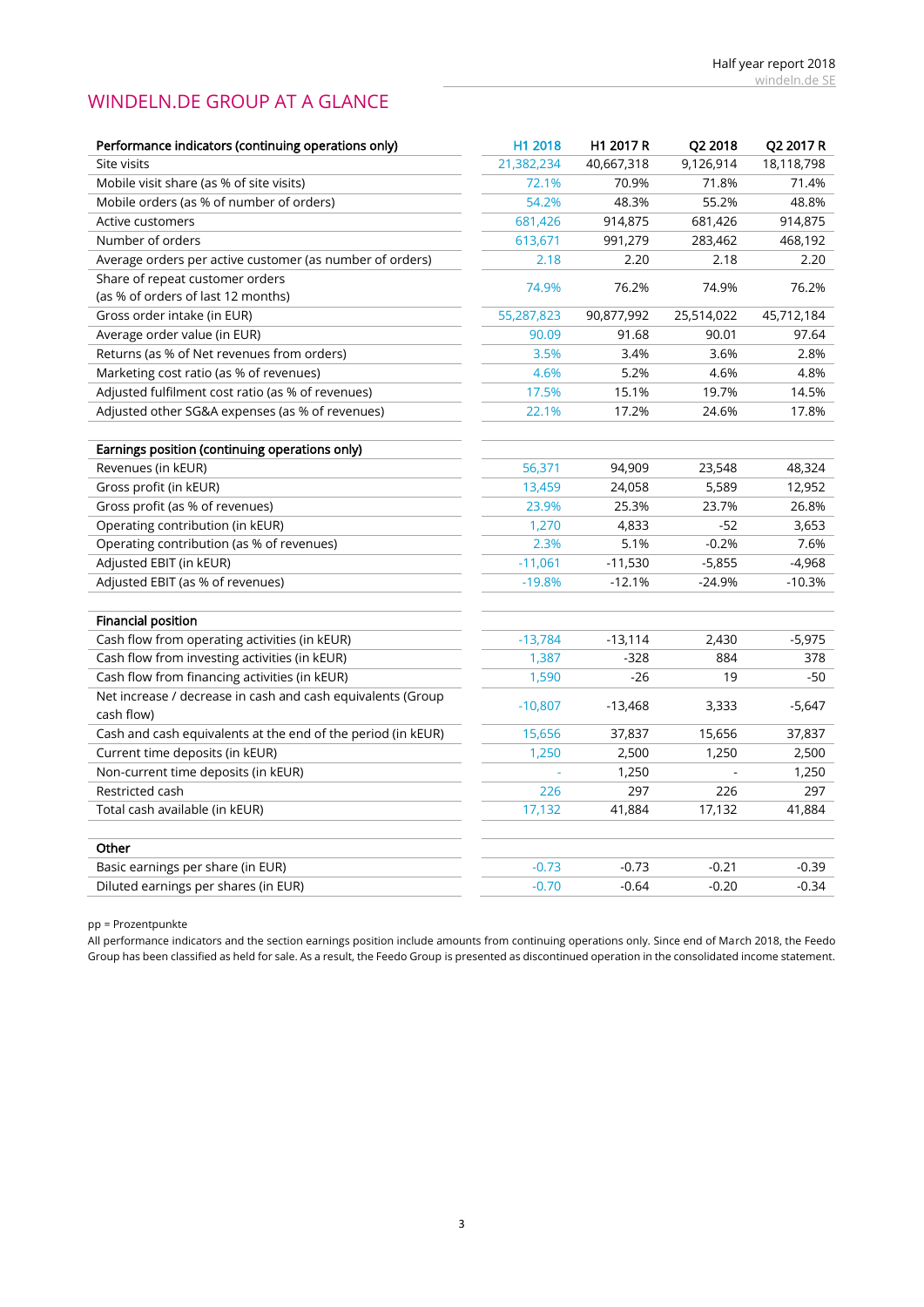# WINDELN.DE GROUP AT A GLANCE

| Performance indicators (continuing operations only) | H1 2018 | H1 2017 R | Q2 2018 | Q2 2017 R |
|---|---|---|---|---|
| Site visits | 21,382,234 | 40,667,318 | 9,126,914 | 18,118,798 |
| Mobile visit share (as % of site visits) | 72.1% | 70.9% | 71.8% | 71.4% |
| Mobile orders (as % of number of orders) | 54.2% | 48.3% | 55.2% | 48.8% |
| Active customers | 681,426 | 914,875 | 681,426 | 914,875 |
| Number of orders | 613,671 | 991,279 | 283,462 | 468,192 |
| Average orders per active customer (as number of orders) | 2.18 | 2.20 | 2.18 | 2.20 |
| Share of repeat customer orders (as % of orders of last 12 months) | 74.9% | 76.2% | 74.9% | 76.2% |
| Gross order intake (in EUR) | 55,287,823 | 90,877,992 | 25,514,022 | 45,712,184 |
| Average order value (in EUR) | 90.09 | 91.68 | 90.01 | 97.64 |
| Returns (as % of Net revenues from orders) | 3.5% | 3.4% | 3.6% | 2.8% |
| Marketing cost ratio (as % of revenues) | 4.6% | 5.2% | 4.6% | 4.8% |
| Adjusted fulfilment cost ratio (as % of revenues) | 17.5% | 15.1% | 19.7% | 14.5% |
| Adjusted other SG&A expenses (as % of revenues) | 22.1% | 17.2% | 24.6% | 17.8% |
| | | | | |
| **Earnings position (continuing operations only)** | | | | |
| Revenues (in kEUR) | 56,371 | 94,909 | 23,548 | 48,324 |
| Gross profit (in kEUR) | 13,459 | 24,058 | 5,589 | 12,952 |
| Gross profit (as % of revenues) | 23.9% | 25.3% | 23.7% | 26.8% |
| Operating contribution (in kEUR) | 1,270 | 4,833 | -52 | 3,653 |
| Operating contribution (as % of revenues) | 2.3% | 5.1% | -0.2% | 7.6% |
| Adjusted EBIT (in kEUR) | -11,061 | -11,530 | -5,855 | -4,968 |
| Adjusted EBIT (as % of revenues) | -19.8% | -12.1% | -24.9% | -10.3% |
| | | | | |
| **Financial position** | | | | |
| Cash flow from operating activities (in kEUR) | -13,784 | -13,114 | 2,430 | -5,975 |
| Cash flow from investing activities (in kEUR) | 1,387 | -328 | 884 | 378 |
| Cash flow from financing activities (in kEUR) | 1,590 | -26 | 19 | -50 |
| Net increase / decrease in cash and cash equivalents (Group cash flow) | -10,807 | -13,468 | 3,333 | -5,647 |
| Cash and cash equivalents at the end of the period (in kEUR) | 15,656 | 37,837 | 15,656 | 37,837 |
| Current time deposits (in kEUR) | 1,250 | 2,500 | 1,250 | 2,500 |
| Non-current time deposits (in kEUR) | - | 1,250 | - | 1,250 |
| Restricted cash | 226 | 297 | 226 | 297 |
| Total cash available (in kEUR) | 17,132 | 41,884 | 17,132 | 41,884 |
| | | | | |
| **Other** | | | | |
| Basic earnings per share (in EUR) | -0.73 | -0.73 | -0.21 | -0.39 |
| Diluted earnings per shares (in EUR) | -0.70 | -0.64 | -0.20 | -0.34 |

pp = Prozentpunkte

All performance indicators and the section earnings position include amounts from continuing operations only. Since end of March 2018, the Feedo Group has been classified as held for sale. As a result, the Feedo Group is presented as discontinued operation in the consolidated income statement.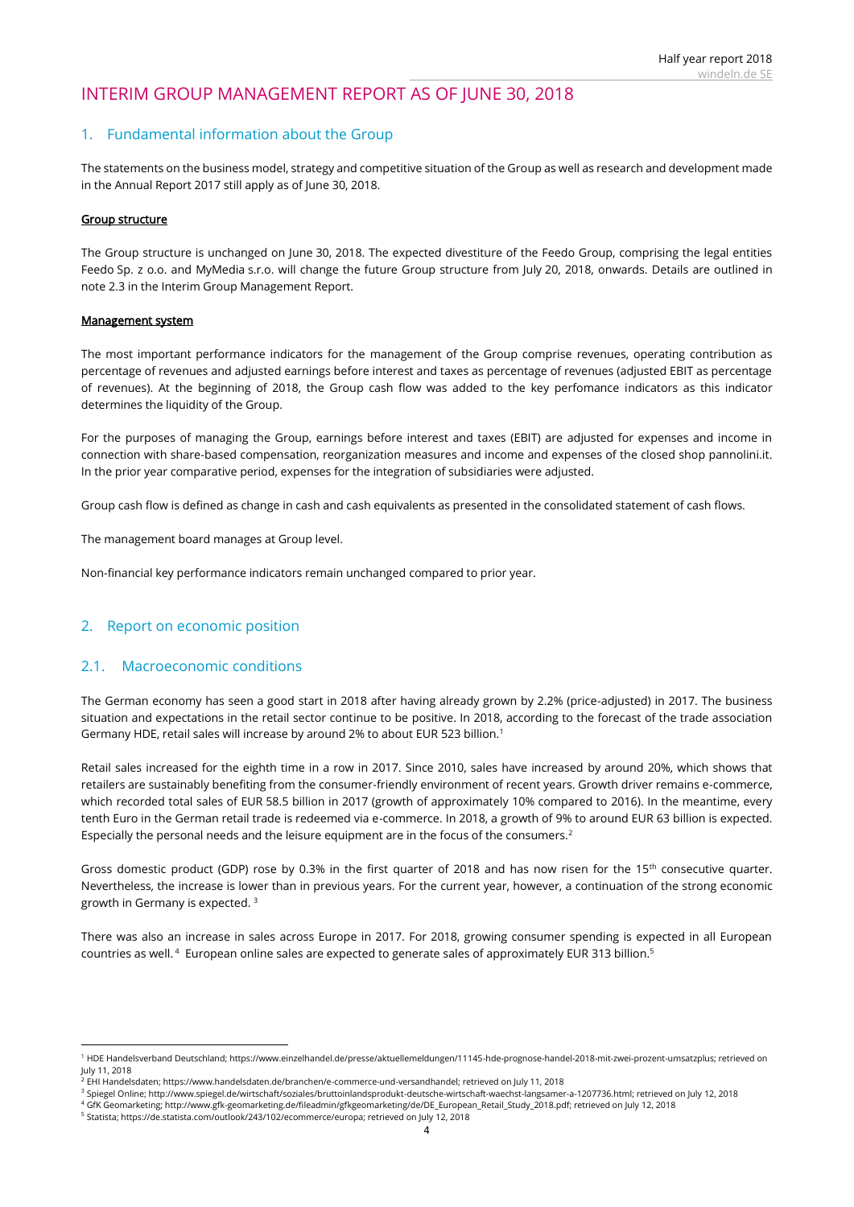# INTERIM GROUP MANAGEMENT REPORT AS OF JUNE 30, 2018

## 1. Fundamental information about the Group

The statements on the business model, strategy and competitive situation of the Group as well as research and development made in the Annual Report 2017 still apply as of June 30, 2018.

**Group structure**

The Group structure is unchanged on June 30, 2018. The expected divestiture of the Feedo Group, comprising the legal entities Feedo Sp. z o.o. and MyMedia s.r.o. will change the future Group structure from July 20, 2018, onwards. Details are outlined in note 2.3 in the Interim Group Management Report.

**Management system**

The most important performance indicators for the management of the Group comprise revenues, operating contribution as percentage of revenues and adjusted earnings before interest and taxes as percentage of revenues (adjusted EBIT as percentage of revenues). At the beginning of 2018, the Group cash flow was added to the key perfomance indicators as this indicator determines the liquidity of the Group.

For the purposes of managing the Group, earnings before interest and taxes (EBIT) are adjusted for expenses and income in connection with share-based compensation, reorganization measures and income and expenses of the closed shop pannolini.it. In the prior year comparative period, expenses for the integration of subsidiaries were adjusted.

Group cash flow is defined as change in cash and cash equivalents as presented in the consolidated statement of cash flows.

The management board manages at Group level.

Non-financial key performance indicators remain unchanged compared to prior year.

## 2. Report on economic position

### 2.1. Macroeconomic conditions

The German economy has seen a good start in 2018 after having already grown by 2.2% (price-adjusted) in 2017. The business situation and expectations in the retail sector continue to be positive. In 2018, according to the forecast of the trade association Germany HDE, retail sales will increase by around 2% to about EUR 523 billion.[1]

Retail sales increased for the eighth time in a row in 2017. Since 2010, sales have increased by around 20%, which shows that retailers are sustainably benefiting from the consumer-friendly environment of recent years. Growth driver remains e-commerce, which recorded total sales of EUR 58.5 billion in 2017 (growth of approximately 10% compared to 2016). In the meantime, every tenth Euro in the German retail trade is redeemed via e-commerce. In 2018, a growth of 9% to around EUR 63 billion is expected. Especially the personal needs and the leisure equipment are in the focus of the consumers.[2]

Gross domestic product (GDP) rose by 0.3% in the first quarter of 2018 and has now risen for the 15th consecutive quarter. Nevertheless, the increase is lower than in previous years. For the current year, however, a continuation of the strong economic growth in Germany is expected.[3]

There was also an increase in sales across Europe in 2017. For 2018, growing consumer spending is expected in all European countries as well.[4] European online sales are expected to generate sales of approximately EUR 313 billion.[5]

---

[1] HDE Handelsverband Deutschland; https://www.einzelhandel.de/presse/aktuellemeldungen/11145-hde-prognose-handel-2018-mit-zwei-prozent-umsatzplus; retrieved on July 11, 2018

[2] EHI Handelsdaten; https://www.handelsdaten.de/branchen/e-commerce-und-versandhandel; retrieved on July 11, 2018

[3] Spiegel Online; http://www.spiegel.de/wirtschaft/soziales/bruttoinlandsprodukt-deutsche-wirtschaft-waechst-langsamer-a-1207736.html; retrieved on July 12, 2018

[4] GfK Geomarketing; http://www.gfk-geomarketing.de/fileadmin/gfkgeomarketing/de/DE_European_Retail_Study_2018.pdf; retrieved on July 12, 2018

[5] Statista; https://de.statista.com/outlook/243/102/ecommerce/europa; retrieved on July 12, 2018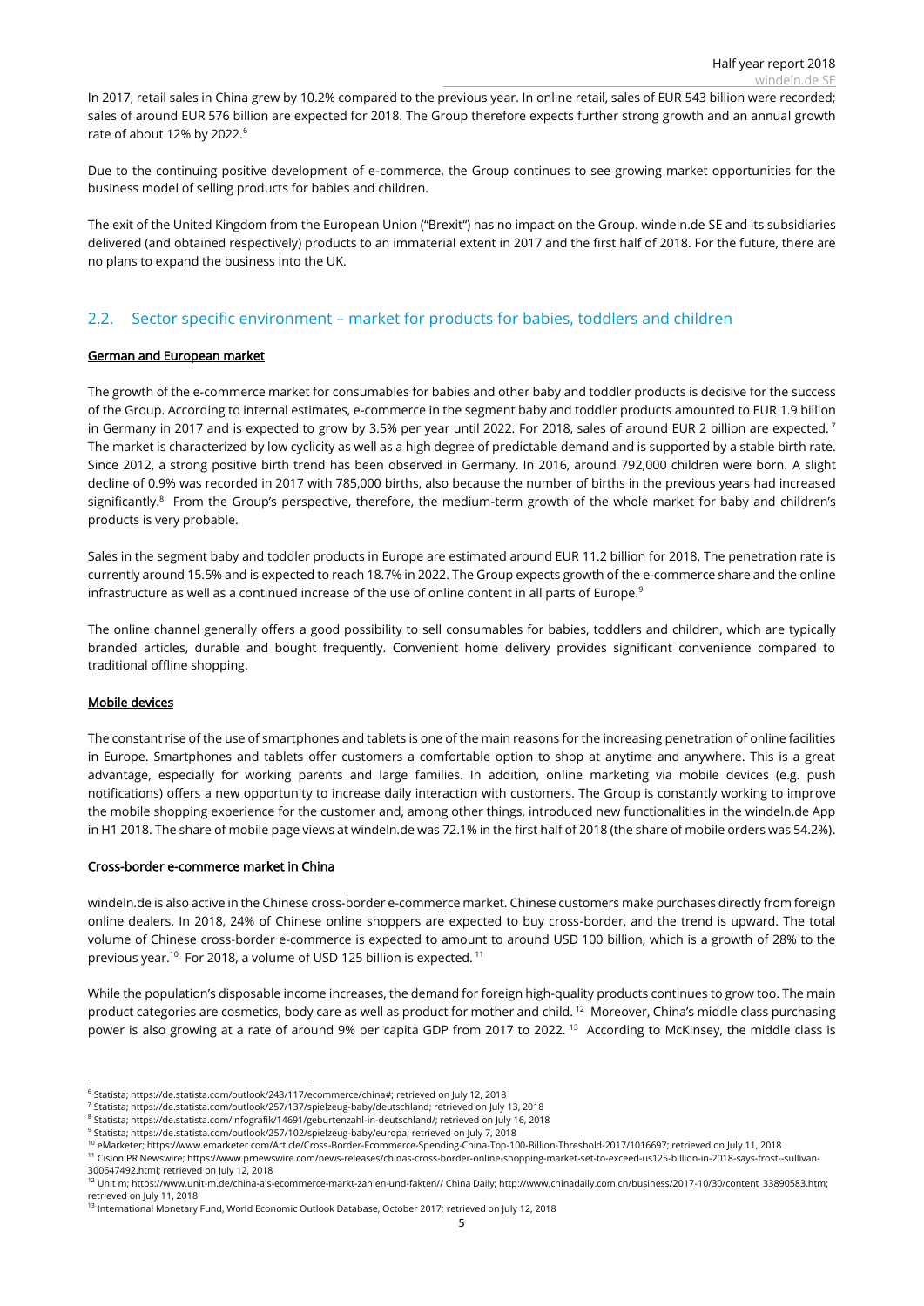In 2017, retail sales in China grew by 10.2% compared to the previous year. In online retail, sales of EUR 543 billion were recorded; sales of around EUR 576 billion are expected for 2018. The Group therefore expects further strong growth and an annual growth rate of about 12% by 2022.[6]

Due to the continuing positive development of e-commerce, the Group continues to see growing market opportunities for the business model of selling products for babies and children.

The exit of the United Kingdom from the European Union ("Brexit") has no impact on the Group. windeln.de SE and its subsidiaries delivered (and obtained respectively) products to an immaterial extent in 2017 and the first half of 2018. For the future, there are no plans to expand the business into the UK.

## 2.2. Sector specific environment – market for products for babies, toddlers and children

**German and European market**

The growth of the e-commerce market for consumables for babies and other baby and toddler products is decisive for the success of the Group. According to internal estimates, e-commerce in the segment baby and toddler products amounted to EUR 1.9 billion in Germany in 2017 and is expected to grow by 3.5% per year until 2022. For 2018, sales of around EUR 2 billion are expected.[7] The market is characterized by low cyclicity as well as a high degree of predictable demand and is supported by a stable birth rate. Since 2012, a strong positive birth trend has been observed in Germany. In 2016, around 792,000 children were born. A slight decline of 0.9% was recorded in 2017 with 785,000 births, also because the number of births in the previous years had increased significantly.[8] From the Group's perspective, therefore, the medium-term growth of the whole market for baby and children's products is very probable.

Sales in the segment baby and toddler products in Europe are estimated around EUR 11.2 billion for 2018. The penetration rate is currently around 15.5% and is expected to reach 18.7% in 2022. The Group expects growth of the e-commerce share and the online infrastructure as well as a continued increase of the use of online content in all parts of Europe.[9]

The online channel generally offers a good possibility to sell consumables for babies, toddlers and children, which are typically branded articles, durable and bought frequently. Convenient home delivery provides significant convenience compared to traditional offline shopping.

**Mobile devices**

The constant rise of the use of smartphones and tablets is one of the main reasons for the increasing penetration of online facilities in Europe. Smartphones and tablets offer customers a comfortable option to shop at anytime and anywhere. This is a great advantage, especially for working parents and large families. In addition, online marketing via mobile devices (e.g. push notifications) offers a new opportunity to increase daily interaction with customers. The Group is constantly working to improve the mobile shopping experience for the customer and, among other things, introduced new functionalities in the windeln.de App in H1 2018. The share of mobile page views at windeln.de was 72.1% in the first half of 2018 (the share of mobile orders was 54.2%).

**Cross-border e-commerce market in China**

windeln.de is also active in the Chinese cross-border e-commerce market. Chinese customers make purchases directly from foreign online dealers. In 2018, 24% of Chinese online shoppers are expected to buy cross-border, and the trend is upward. The total volume of Chinese cross-border e-commerce is expected to amount to around USD 100 billion, which is a growth of 28% to the previous year.[10] For 2018, a volume of USD 125 billion is expected.[11]

While the population's disposable income increases, the demand for foreign high-quality products continues to grow too. The main product categories are cosmetics, body care as well as product for mother and child.[12] Moreover, China's middle class purchasing power is also growing at a rate of around 9% per capita GDP from 2017 to 2022.[13] According to McKinsey, the middle class is

---

[6] Statista; https://de.statista.com/outlook/243/117/ecommerce/china#; retrieved on July 12, 2018

[7] Statista; https://de.statista.com/outlook/257/137/spielzeug-baby/deutschland; retrieved on July 13, 2018

[8] Statista; https://de.statista.com/infografik/14691/geburtenzahl-in-deutschland/; retrieved on July 16, 2018

[9] Statista; https://de.statista.com/outlook/257/102/spielzeug-baby/europa; retrieved on July 7, 2018

[10] eMarketer; https://www.emarketer.com/Article/Cross-Border-Ecommerce-Spending-China-Top-100-Billion-Threshold-2017/1016697; retrieved on July 11, 2018

[11] Cision PR Newswire; https://www.prnewswire.com/news-releases/chinas-cross-border-online-shopping-market-set-to-exceed-us125-billion-in-2018-says-frost--sullivan-300647492.html; retrieved on July 12, 2018

[12] Unit m; https://www.unit-m.de/china-als-ecommerce-markt-zahlen-und-fakten// China Daily; http://www.chinadaily.com.cn/business/2017-10/30/content_33890583.htm; retrieved on July 11, 2018

[13] International Monetary Fund, World Economic Outlook Database, October 2017; retrieved on July 12, 2018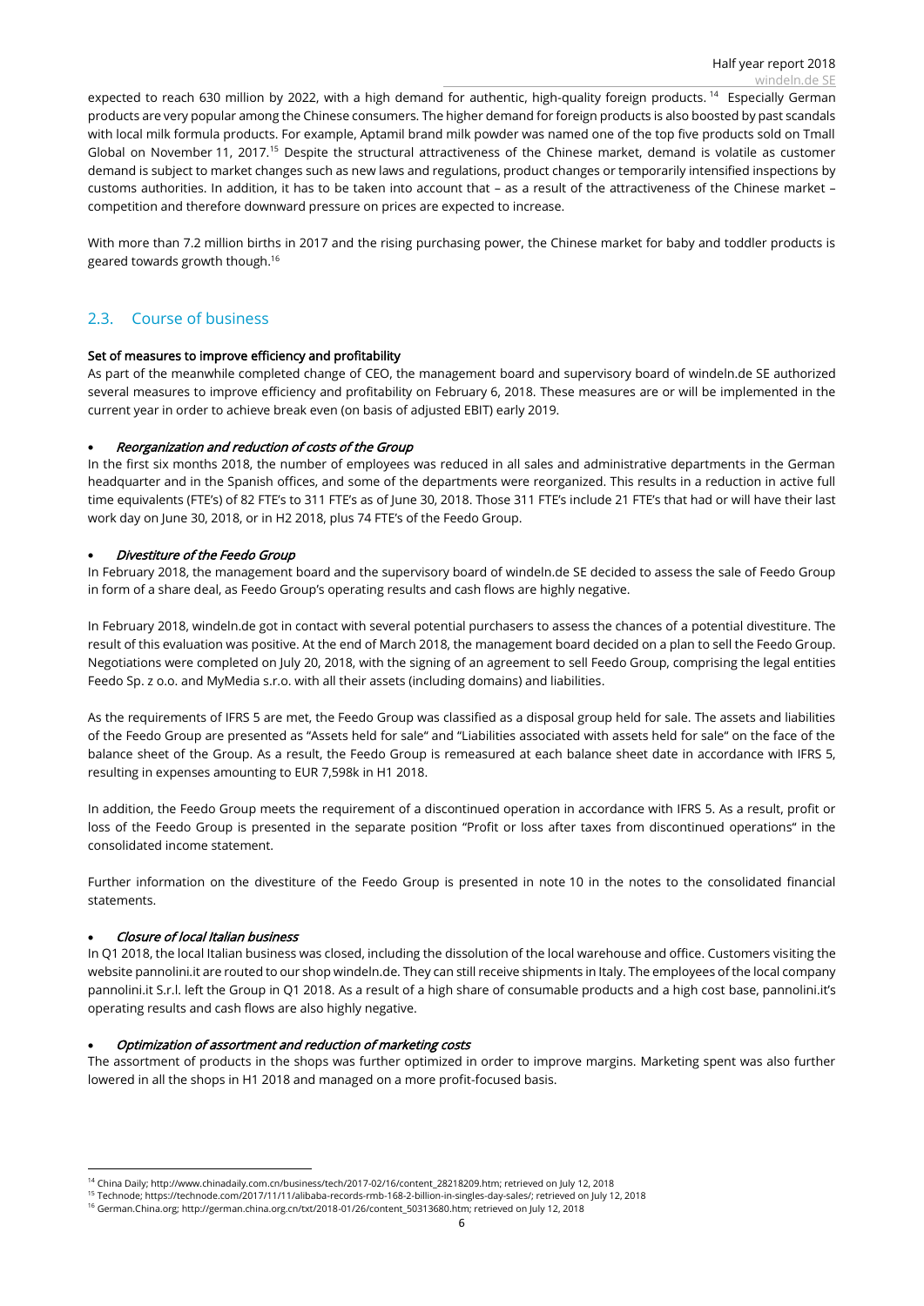expected to reach 630 million by 2022, with a high demand for authentic, high-quality foreign products.[14] Especially German products are very popular among the Chinese consumers. The higher demand for foreign products is also boosted by past scandals with local milk formula products. For example, Aptamil brand milk powder was named one of the top five products sold on Tmall Global on November 11, 2017.[15] Despite the structural attractiveness of the Chinese market, demand is volatile as customer demand is subject to market changes such as new laws and regulations, product changes or temporarily intensified inspections by customs authorities. In addition, it has to be taken into account that – as a result of the attractiveness of the Chinese market – competition and therefore downward pressure on prices are expected to increase.

With more than 7.2 million births in 2017 and the rising purchasing power, the Chinese market for baby and toddler products is geared towards growth though.[16]

## 2.3. Course of business

**Set of measures to improve efficiency and profitability**

As part of the meanwhile completed change of CEO, the management board and supervisory board of windeln.de SE authorized several measures to improve efficiency and profitability on February 6, 2018. These measures are or will be implemented in the current year in order to achieve break even (on basis of adjusted EBIT) early 2019.

- *Reorganization and reduction of costs of the Group*

In the first six months 2018, the number of employees was reduced in all sales and administrative departments in the German headquarter and in the Spanish offices, and some of the departments were reorganized. This results in a reduction in active full time equivalents (FTE's) of 82 FTE's to 311 FTE's as of June 30, 2018. Those 311 FTE's include 21 FTE's that had or will have their last work day on June 30, 2018, or in H2 2018, plus 74 FTE's of the Feedo Group.

- *Divestiture of the Feedo Group*

In February 2018, the management board and the supervisory board of windeln.de SE decided to assess the sale of Feedo Group in form of a share deal, as Feedo Group's operating results and cash flows are highly negative.

In February 2018, windeln.de got in contact with several potential purchasers to assess the chances of a potential divestiture. The result of this evaluation was positive. At the end of March 2018, the management board decided on a plan to sell the Feedo Group. Negotiations were completed on July 20, 2018, with the signing of an agreement to sell Feedo Group, comprising the legal entities Feedo Sp. z o.o. and MyMedia s.r.o. with all their assets (including domains) and liabilities.

As the requirements of IFRS 5 are met, the Feedo Group was classified as a disposal group held for sale. The assets and liabilities of the Feedo Group are presented as "Assets held for sale" and "Liabilities associated with assets held for sale" on the face of the balance sheet of the Group. As a result, the Feedo Group is remeasured at each balance sheet date in accordance with IFRS 5, resulting in expenses amounting to EUR 7,598k in H1 2018.

In addition, the Feedo Group meets the requirement of a discontinued operation in accordance with IFRS 5. As a result, profit or loss of the Feedo Group is presented in the separate position "Profit or loss after taxes from discontinued operations" in the consolidated income statement.

Further information on the divestiture of the Feedo Group is presented in note 10 in the notes to the consolidated financial statements.

- *Closure of local Italian business*

In Q1 2018, the local Italian business was closed, including the dissolution of the local warehouse and office. Customers visiting the website pannolini.it are routed to our shop windeln.de. They can still receive shipments in Italy. The employees of the local company pannolini.it S.r.l. left the Group in Q1 2018. As a result of a high share of consumable products and a high cost base, pannolini.it's operating results and cash flows are also highly negative.

- *Optimization of assortment and reduction of marketing costs*

The assortment of products in the shops was further optimized in order to improve margins. Marketing spent was also further lowered in all the shops in H1 2018 and managed on a more profit-focused basis.

---

[14] China Daily; http://www.chinadaily.com.cn/business/tech/2017-02/16/content_28218209.htm; retrieved on July 12, 2018

[15] Technode; https://technode.com/2017/11/11/alibaba-records-rmb-168-2-billion-in-singles-day-sales/; retrieved on July 12, 2018

[16] German.China.org; http://german.china.org.cn/txt/2018-01/26/content_50313680.htm; retrieved on July 12, 2018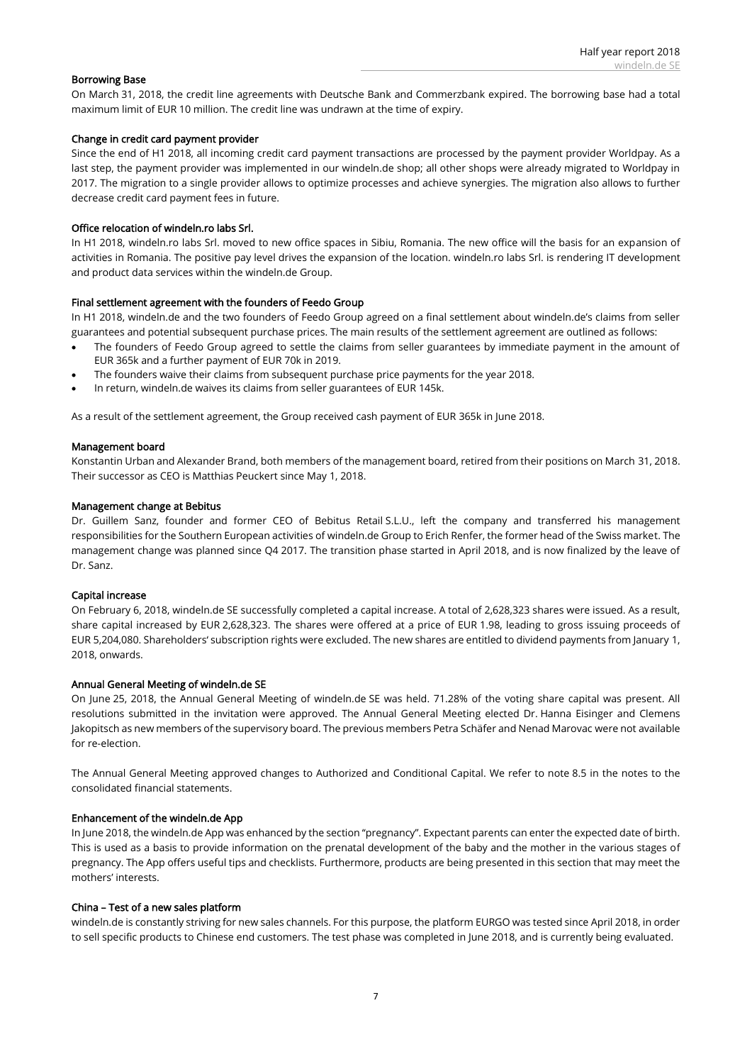#### Borrowing Base

On March 31, 2018, the credit line agreements with Deutsche Bank and Commerzbank expired. The borrowing base had a total maximum limit of EUR 10 million. The credit line was undrawn at the time of expiry.

#### Change in credit card payment provider

Since the end of H1 2018, all incoming credit card payment transactions are processed by the payment provider Worldpay. As a last step, the payment provider was implemented in our windeln.de shop; all other shops were already migrated to Worldpay in 2017. The migration to a single provider allows to optimize processes and achieve synergies. The migration also allows to further decrease credit card payment fees in future.

#### Office relocation of windeln.ro labs Srl.

In H1 2018, windeln.ro labs Srl. moved to new office spaces in Sibiu, Romania. The new office will the basis for an expansion of activities in Romania. The positive pay level drives the expansion of the location. windeln.ro labs Srl. is rendering IT development and product data services within the windeln.de Group.

#### Final settlement agreement with the founders of Feedo Group

In H1 2018, windeln.de and the two founders of Feedo Group agreed on a final settlement about windeln.de's claims from seller guarantees and potential subsequent purchase prices. The main results of the settlement agreement are outlined as follows:

- The founders of Feedo Group agreed to settle the claims from seller guarantees by immediate payment in the amount of EUR 365k and a further payment of EUR 70k in 2019.
- The founders waive their claims from subsequent purchase price payments for the year 2018.
- In return, windeln.de waives its claims from seller guarantees of EUR 145k.

As a result of the settlement agreement, the Group received cash payment of EUR 365k in June 2018.

#### Management board

Konstantin Urban and Alexander Brand, both members of the management board, retired from their positions on March 31, 2018. Their successor as CEO is Matthias Peuckert since May 1, 2018.

#### Management change at Bebitus

Dr. Guillem Sanz, founder and former CEO of Bebitus Retail S.L.U., left the company and transferred his management responsibilities for the Southern European activities of windeln.de Group to Erich Renfer, the former head of the Swiss market. The management change was planned since Q4 2017. The transition phase started in April 2018, and is now finalized by the leave of Dr. Sanz.

#### Capital increase

On February 6, 2018, windeln.de SE successfully completed a capital increase. A total of 2,628,323 shares were issued. As a result, share capital increased by EUR 2,628,323. The shares were offered at a price of EUR 1.98, leading to gross issuing proceeds of EUR 5,204,080. Shareholders' subscription rights were excluded. The new shares are entitled to dividend payments from January 1, 2018, onwards.

#### Annual General Meeting of windeln.de SE

On June 25, 2018, the Annual General Meeting of windeln.de SE was held. 71.28% of the voting share capital was present. All resolutions submitted in the invitation were approved. The Annual General Meeting elected Dr. Hanna Eisinger and Clemens Jakopitsch as new members of the supervisory board. The previous members Petra Schäfer and Nenad Marovac were not available for re-election.

The Annual General Meeting approved changes to Authorized and Conditional Capital. We refer to note 8.5 in the notes to the consolidated financial statements.

#### Enhancement of the windeln.de App

In June 2018, the windeln.de App was enhanced by the section "pregnancy". Expectant parents can enter the expected date of birth. This is used as a basis to provide information on the prenatal development of the baby and the mother in the various stages of pregnancy. The App offers useful tips and checklists. Furthermore, products are being presented in this section that may meet the mothers' interests.

#### China – Test of a new sales platform

windeln.de is constantly striving for new sales channels. For this purpose, the platform EURGO was tested since April 2018, in order to sell specific products to Chinese end customers. The test phase was completed in June 2018, and is currently being evaluated.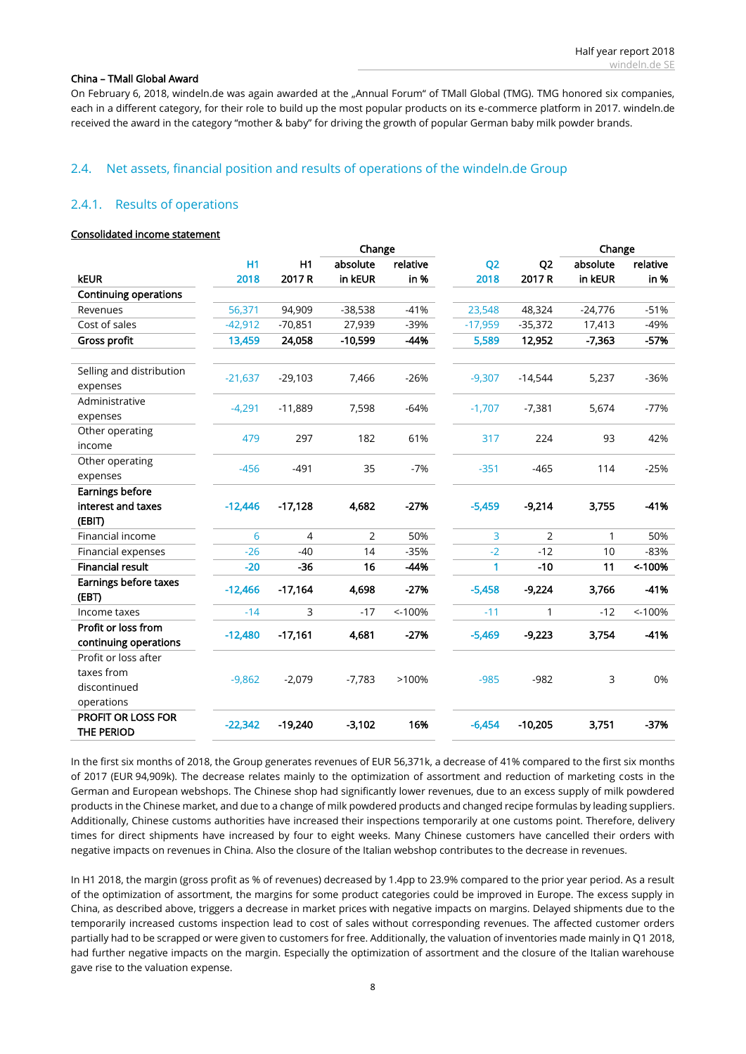**China – TMall Global Award**

On February 6, 2018, windeln.de was again awarded at the „Annual Forum" of TMall Global (TMG). TMG honored six companies, each in a different category, for their role to build up the most popular products on its e-commerce platform in 2017. windeln.de received the award in the category "mother & baby" for driving the growth of popular German baby milk powder brands.

## 2.4. Net assets, financial position and results of operations of the windeln.de Group

### 2.4.1. Results of operations

**Consolidated income statement**

| kEUR | H1 2018 | H1 2017 R | Change absolute in kEUR | Change relative in % | Q2 2018 | Q2 2017 R | Change absolute in kEUR | Change relative in % |
|---|---|---|---|---|---|---|---|---|
| **Continuing operations** | | | | | | | | |
| Revenues | 56,371 | 94,909 | -38,538 | -41% | 23,548 | 48,324 | -24,776 | -51% |
| Cost of sales | -42,912 | -70,851 | 27,939 | -39% | -17,959 | -35,372 | 17,413 | -49% |
| **Gross profit** | **13,459** | **24,058** | **-10,599** | **-44%** | **5,589** | **12,952** | **-7,363** | **-57%** |
| Selling and distribution expenses | -21,637 | -29,103 | 7,466 | -26% | -9,307 | -14,544 | 5,237 | -36% |
| Administrative expenses | -4,291 | -11,889 | 7,598 | -64% | -1,707 | -7,381 | 5,674 | -77% |
| Other operating income | 479 | 297 | 182 | 61% | 317 | 224 | 93 | 42% |
| Other operating expenses | -456 | -491 | 35 | -7% | -351 | -465 | 114 | -25% |
| **Earnings before interest and taxes (EBIT)** | **-12,446** | **-17,128** | **4,682** | **-27%** | **-5,459** | **-9,214** | **3,755** | **-41%** |
| Financial income | 6 | 4 | 2 | 50% | 3 | 2 | 1 | 50% |
| Financial expenses | -26 | -40 | 14 | -35% | -2 | -12 | 10 | -83% |
| **Financial result** | **-20** | **-36** | **16** | **-44%** | **1** | **-10** | **11** | **<-100%** |
| **Earnings before taxes (EBT)** | **-12,466** | **-17,164** | **4,698** | **-27%** | **-5,458** | **-9,224** | **3,766** | **-41%** |
| Income taxes | -14 | 3 | -17 | <-100% | -11 | 1 | -12 | <-100% |
| **Profit or loss from continuing operations** | **-12,480** | **-17,161** | **4,681** | **-27%** | **-5,469** | **-9,223** | **3,754** | **-41%** |
| Profit or loss after taxes from discontinued operations | -9,862 | -2,079 | -7,783 | >100% | -985 | -982 | 3 | 0% |
| **PROFIT OR LOSS FOR THE PERIOD** | **-22,342** | **-19,240** | **-3,102** | **16%** | **-6,454** | **-10,205** | **3,751** | **-37%** |

In the first six months of 2018, the Group generates revenues of EUR 56,371k, a decrease of 41% compared to the first six months of 2017 (EUR 94,909k). The decrease relates mainly to the optimization of assortment and reduction of marketing costs in the German and European webshops. The Chinese shop had significantly lower revenues, due to an excess supply of milk powdered products in the Chinese market, and due to a change of milk powdered products and changed recipe formulas by leading suppliers. Additionally, Chinese customs authorities have increased their inspections temporarily at one customs point. Therefore, delivery times for direct shipments have increased by four to eight weeks. Many Chinese customers have cancelled their orders with negative impacts on revenues in China. Also the closure of the Italian webshop contributes to the decrease in revenues.

In H1 2018, the margin (gross profit as % of revenues) decreased by 1.4pp to 23.9% compared to the prior year period. As a result of the optimization of assortment, the margins for some product categories could be improved in Europe. The excess supply in China, as described above, triggers a decrease in market prices with negative impacts on margins. Delayed shipments due to the temporarily increased customs inspection lead to cost of sales without corresponding revenues. The affected customer orders partially had to be scrapped or were given to customers for free. Additionally, the valuation of inventories made mainly in Q1 2018, had further negative impacts on the margin. Especially the optimization of assortment and the closure of the Italian warehouse gave rise to the valuation expense.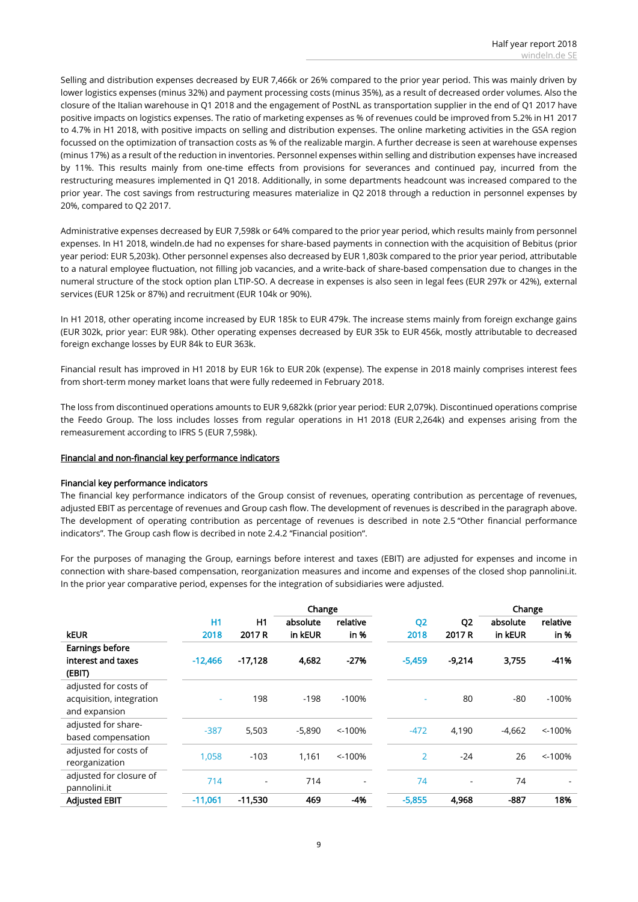Selling and distribution expenses decreased by EUR 7,466k or 26% compared to the prior year period. This was mainly driven by lower logistics expenses (minus 32%) and payment processing costs (minus 35%), as a result of decreased order volumes. Also the closure of the Italian warehouse in Q1 2018 and the engagement of PostNL as transportation supplier in the end of Q1 2017 have positive impacts on logistics expenses. The ratio of marketing expenses as % of revenues could be improved from 5.2% in H1 2017 to 4.7% in H1 2018, with positive impacts on selling and distribution expenses. The online marketing activities in the GSA region focussed on the optimization of transaction costs as % of the realizable margin. A further decrease is seen at warehouse expenses (minus 17%) as a result of the reduction in inventories. Personnel expenses within selling and distribution expenses have increased by 11%. This results mainly from one-time effects from provisions for severances and continued pay, incurred from the restructuring measures implemented in Q1 2018. Additionally, in some departments headcount was increased compared to the prior year. The cost savings from restructuring measures materialize in Q2 2018 through a reduction in personnel expenses by 20%, compared to Q2 2017.

Administrative expenses decreased by EUR 7,598k or 64% compared to the prior year period, which results mainly from personnel expenses. In H1 2018, windeln.de had no expenses for share-based payments in connection with the acquisition of Bebitus (prior year period: EUR 5,203k). Other personnel expenses also decreased by EUR 1,803k compared to the prior year period, attributable to a natural employee fluctuation, not filling job vacancies, and a write-back of share-based compensation due to changes in the numeral structure of the stock option plan LTIP-SO. A decrease in expenses is also seen in legal fees (EUR 297k or 42%), external services (EUR 125k or 87%) and recruitment (EUR 104k or 90%).

In H1 2018, other operating income increased by EUR 185k to EUR 479k. The increase stems mainly from foreign exchange gains (EUR 302k, prior year: EUR 98k). Other operating expenses decreased by EUR 35k to EUR 456k, mostly attributable to decreased foreign exchange losses by EUR 84k to EUR 363k.

Financial result has improved in H1 2018 by EUR 16k to EUR 20k (expense). The expense in 2018 mainly comprises interest fees from short-term money market loans that were fully redeemed in February 2018.

The loss from discontinued operations amounts to EUR 9,682kk (prior year period: EUR 2,079k). Discontinued operations comprise the Feedo Group. The loss includes losses from regular operations in H1 2018 (EUR 2,264k) and expenses arising from the remeasurement according to IFRS 5 (EUR 7,598k).

## Financial and non-financial key performance indicators

### Financial key performance indicators

The financial key performance indicators of the Group consist of revenues, operating contribution as percentage of revenues, adjusted EBIT as percentage of revenues and Group cash flow. The development of revenues is described in the paragraph above. The development of operating contribution as percentage of revenues is described in note 2.5 "Other financial performance indicators". The Group cash flow is decribed in note 2.4.2 "Financial position".

For the purposes of managing the Group, earnings before interest and taxes (EBIT) are adjusted for expenses and income in connection with share-based compensation, reorganization measures and income and expenses of the closed shop pannolini.it. In the prior year comparative period, expenses for the integration of subsidiaries were adjusted.

| | | | Change | | | | Change | |
|---|---|---|---|---|---|---|---|---|
| kEUR | H1 2018 | H1 2017 R | absolute in kEUR | relative in % | Q2 2018 | Q2 2017 R | absolute in kEUR | relative in % |
| **Earnings before interest and taxes (EBIT)** | -12,466 | **-17,128** | **4,682** | **-27%** | -5,459 | **-9,214** | **3,755** | **-41%** |
| adjusted for costs of acquisition, integration and expansion | - | 198 | -198 | -100% | - | 80 | -80 | -100% |
| adjusted for share-based compensation | -387 | 5,503 | -5,890 | <-100% | -472 | 4,190 | -4,662 | <-100% |
| adjusted for costs of reorganization | 1,058 | -103 | 1,161 | <-100% | 2 | -24 | 26 | <-100% |
| adjusted for closure of pannolini.it | 714 | - | 714 | - | 74 | - | 74 | - |
| **Adjusted EBIT** | -11,061 | **-11,530** | **469** | **-4%** | -5,855 | **4,968** | **-887** | **18%** |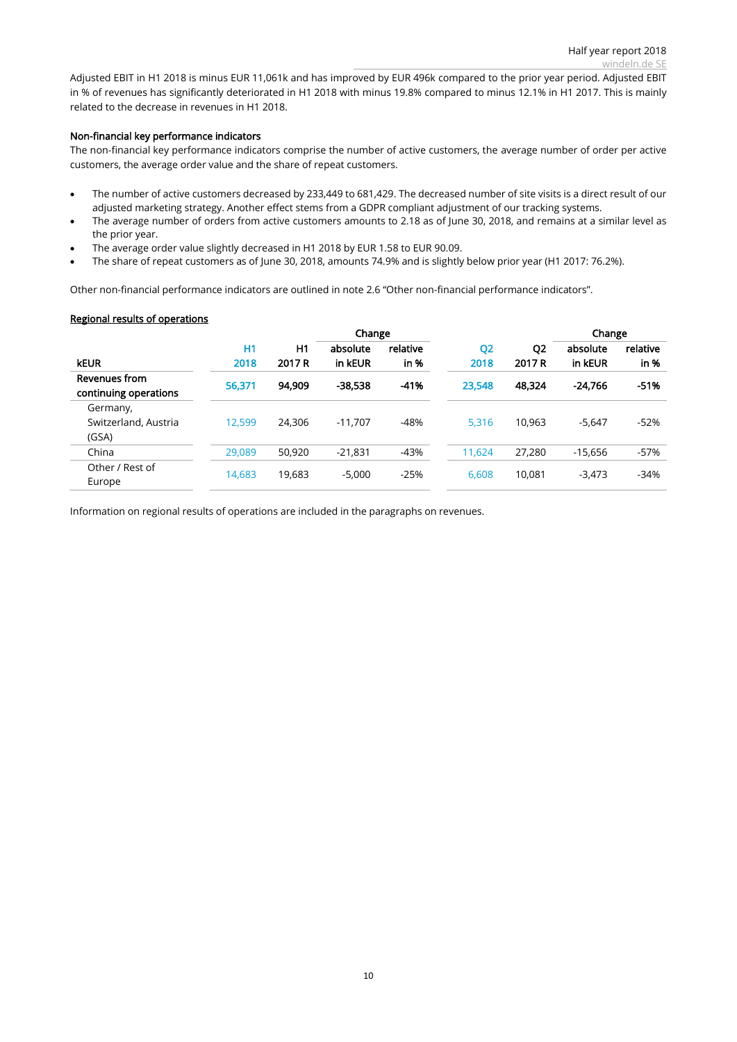Adjusted EBIT in H1 2018 is minus EUR 11,061k and has improved by EUR 496k compared to the prior year period. Adjusted EBIT in % of revenues has significantly deteriorated in H1 2018 with minus 19.8% compared to minus 12.1% in H1 2017. This is mainly related to the decrease in revenues in H1 2018.

**Non-financial key performance indicators**

The non-financial key performance indicators comprise the number of active customers, the average number of order per active customers, the average order value and the share of repeat customers.

- The number of active customers decreased by 233,449 to 681,429. The decreased number of site visits is a direct result of our adjusted marketing strategy. Another effect stems from a GDPR compliant adjustment of our tracking systems.
- The average number of orders from active customers amounts to 2.18 as of June 30, 2018, and remains at a similar level as the prior year.
- The average order value slightly decreased in H1 2018 by EUR 1.58 to EUR 90.09.
- The share of repeat customers as of June 30, 2018, amounts 74.9% and is slightly below prior year (H1 2017: 76.2%).

Other non-financial performance indicators are outlined in note 2.6 "Other non-financial performance indicators".

**Regional results of operations**

| kEUR | H1 2018 | H1 2017 R | Change absolute in kEUR | Change relative in % | Q2 2018 | Q2 2017 R | Change absolute in kEUR | Change relative in % |
|---|---|---|---|---|---|---|---|---|
| **Revenues from continuing operations** | **56,371** | **94,909** | **-38,538** | **-41%** | **23,548** | **48,324** | **-24,766** | **-51%** |
| Germany, Switzerland, Austria (GSA) | 12,599 | 24,306 | -11,707 | -48% | 5,316 | 10,963 | -5,647 | -52% |
| China | 29,089 | 50,920 | -21,831 | -43% | 11,624 | 27,280 | -15,656 | -57% |
| Other / Rest of Europe | 14,683 | 19,683 | -5,000 | -25% | 6,608 | 10,081 | -3,473 | -34% |

Information on regional results of operations are included in the paragraphs on revenues.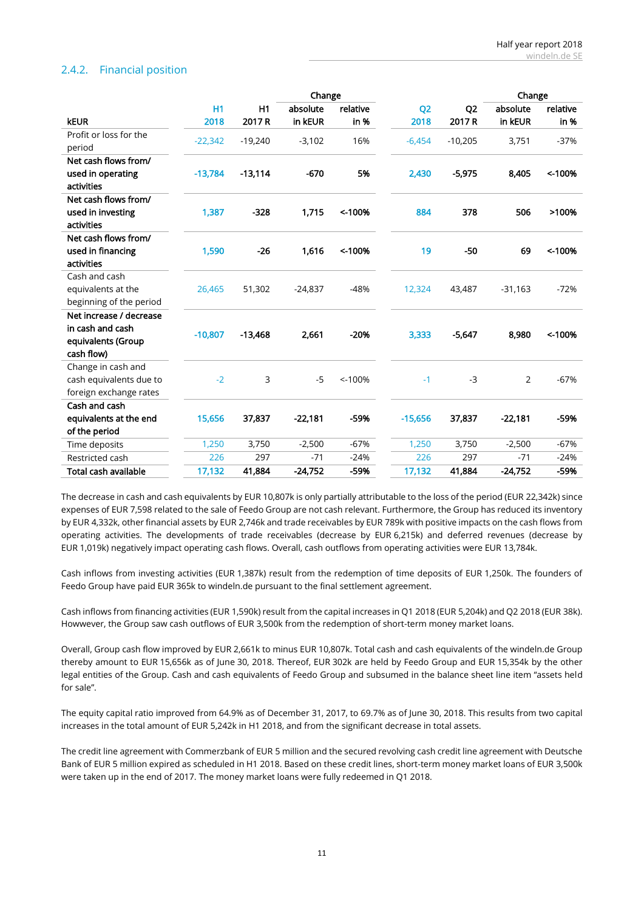### 2.4.2. Financial position

| kEUR | H1 2018 | H1 2017 R | Change absolute in kEUR | Change relative in % | Q2 2018 | Q2 2017 R | Change absolute in kEUR | Change relative in % |
|---|---|---|---|---|---|---|---|---|
| Profit or loss for the period | -22,342 | -19,240 | -3,102 | 16% | -6,454 | -10,205 | 3,751 | -37% |
| **Net cash flows from/ used in operating activities** | **-13,784** | **-13,114** | **-670** | **5%** | **2,430** | **-5,975** | **8,405** | **<-100%** |
| **Net cash flows from/ used in investing activities** | **1,387** | **-328** | **1,715** | **<-100%** | **884** | **378** | **506** | **>100%** |
| **Net cash flows from/ used in financing activities** | **1,590** | **-26** | **1,616** | **<-100%** | **19** | **-50** | **69** | **<-100%** |
| Cash and cash equivalents at the beginning of the period | 26,465 | 51,302 | -24,837 | -48% | 12,324 | 43,487 | -31,163 | -72% |
| **Net increase / decrease in cash and cash equivalents (Group cash flow)** | **-10,807** | **-13,468** | **2,661** | **-20%** | **3,333** | **-5,647** | **8,980** | **<-100%** |
| Change in cash and cash equivalents due to foreign exchange rates | -2 | 3 | -5 | <-100% | -1 | -3 | 2 | -67% |
| **Cash and cash equivalents at the end of the period** | **15,656** | **37,837** | **-22,181** | **-59%** | **-15,656** | **37,837** | **-22,181** | **-59%** |
| Time deposits | 1,250 | 3,750 | -2,500 | -67% | 1,250 | 3,750 | -2,500 | -67% |
| Restricted cash | 226 | 297 | -71 | -24% | 226 | 297 | -71 | -24% |
| **Total cash available** | **17,132** | **41,884** | **-24,752** | **-59%** | **17,132** | **41,884** | **-24,752** | **-59%** |

The decrease in cash and cash equivalents by EUR 10,807k is only partially attributable to the loss of the period (EUR 22,342k) since expenses of EUR 7,598 related to the sale of Feedo Group are not cash relevant. Furthermore, the Group has reduced its inventory by EUR 4,332k, other financial assets by EUR 2,746k and trade receivables by EUR 789k with positive impacts on the cash flows from operating activities. The developments of trade receivables (decrease by EUR 6,215k) and deferred revenues (decrease by EUR 1,019k) negatively impact operating cash flows. Overall, cash outflows from operating activities were EUR 13,784k.

Cash inflows from investing activities (EUR 1,387k) result from the redemption of time deposits of EUR 1,250k. The founders of Feedo Group have paid EUR 365k to windeln.de pursuant to the final settlement agreement.

Cash inflows from financing activities (EUR 1,590k) result from the capital increases in Q1 2018 (EUR 5,204k) and Q2 2018 (EUR 38k). Howwever, the Group saw cash outflows of EUR 3,500k from the redemption of short-term money market loans.

Overall, Group cash flow improved by EUR 2,661k to minus EUR 10,807k. Total cash and cash equivalents of the windeln.de Group thereby amount to EUR 15,656k as of June 30, 2018. Thereof, EUR 302k are held by Feedo Group and EUR 15,354k by the other legal entities of the Group. Cash and cash equivalents of Feedo Group and subsumed in the balance sheet line item "assets held for sale".

The equity capital ratio improved from 64.9% as of December 31, 2017, to 69.7% as of June 30, 2018. This results from two capital increases in the total amount of EUR 5,242k in H1 2018, and from the significant decrease in total assets.

The credit line agreement with Commerzbank of EUR 5 million and the secured revolving cash credit line agreement with Deutsche Bank of EUR 5 million expired as scheduled in H1 2018. Based on these credit lines, short-term money market loans of EUR 3,500k were taken up in the end of 2017. The money market loans were fully redeemed in Q1 2018.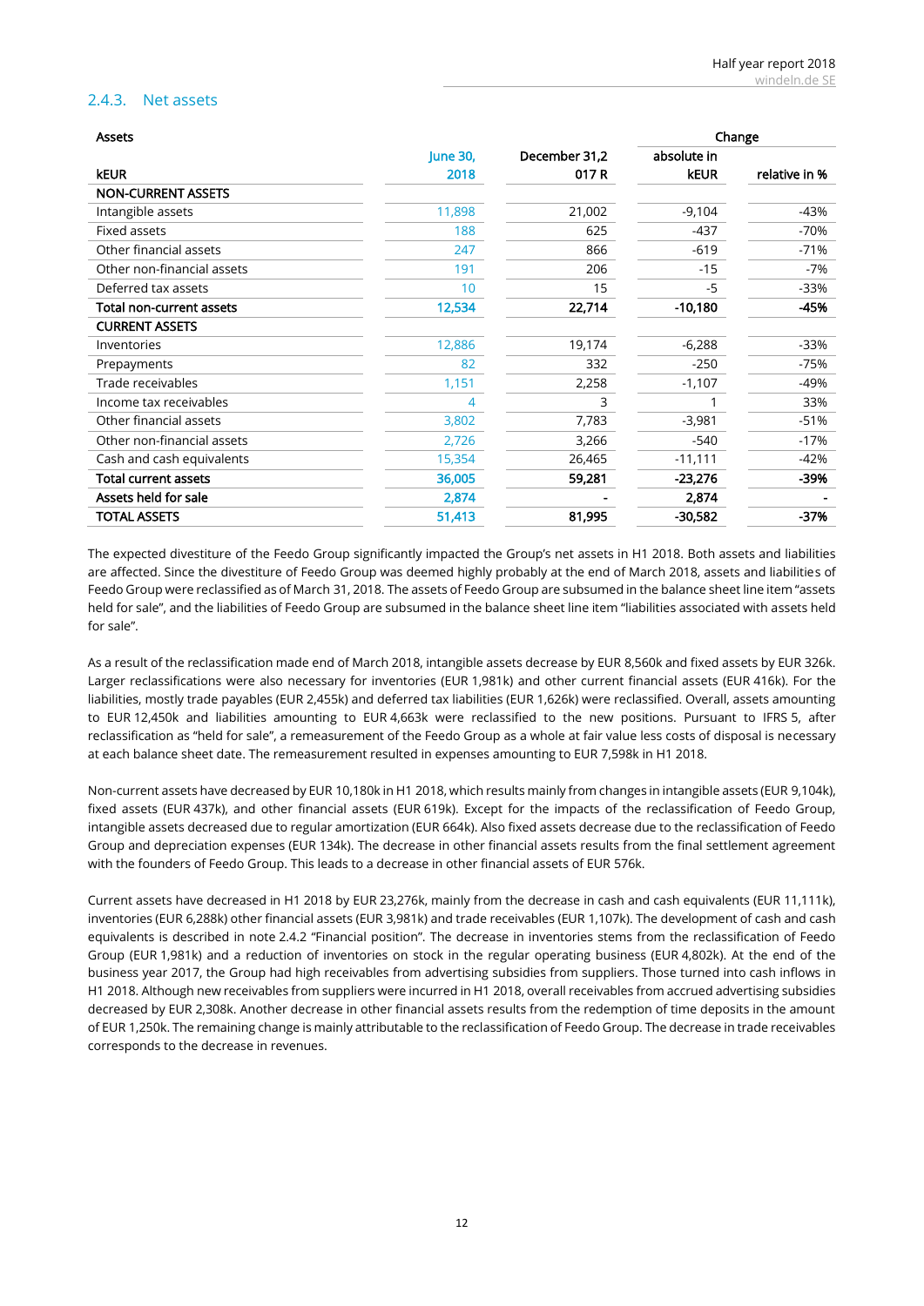### 2.4.3. Net assets

| Assets | | | Change | |
|---|---|---|---|---|
| kEUR | June 30, 2018 | December 31,2017 R | absolute in kEUR | relative in % |
| **NON-CURRENT ASSETS** | | | | |
| Intangible assets | 11,898 | 21,002 | -9,104 | -43% |
| Fixed assets | 188 | 625 | -437 | -70% |
| Other financial assets | 247 | 866 | -619 | -71% |
| Other non-financial assets | 191 | 206 | -15 | -7% |
| Deferred tax assets | 10 | 15 | -5 | -33% |
| **Total non-current assets** | **12,534** | **22,714** | **-10,180** | **-45%** |
| **CURRENT ASSETS** | | | | |
| Inventories | 12,886 | 19,174 | -6,288 | -33% |
| Prepayments | 82 | 332 | -250 | -75% |
| Trade receivables | 1,151 | 2,258 | -1,107 | -49% |
| Income tax receivables | 4 | 3 | 1 | 33% |
| Other financial assets | 3,802 | 7,783 | -3,981 | -51% |
| Other non-financial assets | 2,726 | 3,266 | -540 | -17% |
| Cash and cash equivalents | 15,354 | 26,465 | -11,111 | -42% |
| **Total current assets** | **36,005** | **59,281** | **-23,276** | **-39%** |
| **Assets held for sale** | **2,874** | **-** | **2,874** | **-** |
| **TOTAL ASSETS** | **51,413** | **81,995** | **-30,582** | **-37%** |

The expected divestiture of the Feedo Group significantly impacted the Group's net assets in H1 2018. Both assets and liabilities are affected. Since the divestiture of Feedo Group was deemed highly probably at the end of March 2018, assets and liabilities of Feedo Group were reclassified as of March 31, 2018. The assets of Feedo Group are subsumed in the balance sheet line item "assets held for sale", and the liabilities of Feedo Group are subsumed in the balance sheet line item "liabilities associated with assets held for sale".

As a result of the reclassification made end of March 2018, intangible assets decrease by EUR 8,560k and fixed assets by EUR 326k. Larger reclassifications were also necessary for inventories (EUR 1,981k) and other current financial assets (EUR 416k). For the liabilities, mostly trade payables (EUR 2,455k) and deferred tax liabilities (EUR 1,626k) were reclassified. Overall, assets amounting to EUR 12,450k and liabilities amounting to EUR 4,663k were reclassified to the new positions. Pursuant to IFRS 5, after reclassification as "held for sale", a remeasurement of the Feedo Group as a whole at fair value less costs of disposal is necessary at each balance sheet date. The remeasurement resulted in expenses amounting to EUR 7,598k in H1 2018.

Non-current assets have decreased by EUR 10,180k in H1 2018, which results mainly from changes in intangible assets (EUR 9,104k), fixed assets (EUR 437k), and other financial assets (EUR 619k). Except for the impacts of the reclassification of Feedo Group, intangible assets decreased due to regular amortization (EUR 664k). Also fixed assets decrease due to the reclassification of Feedo Group and depreciation expenses (EUR 134k). The decrease in other financial assets results from the final settlement agreement with the founders of Feedo Group. This leads to a decrease in other financial assets of EUR 576k.

Current assets have decreased in H1 2018 by EUR 23,276k, mainly from the decrease in cash and cash equivalents (EUR 11,111k), inventories (EUR 6,288k) other financial assets (EUR 3,981k) and trade receivables (EUR 1,107k). The development of cash and cash equivalents is described in note 2.4.2 "Financial position". The decrease in inventories stems from the reclassification of Feedo Group (EUR 1,981k) and a reduction of inventories on stock in the regular operating business (EUR 4,802k). At the end of the business year 2017, the Group had high receivables from advertising subsidies from suppliers. Those turned into cash inflows in H1 2018. Although new receivables from suppliers were incurred in H1 2018, overall receivables from accrued advertising subsidies decreased by EUR 2,308k. Another decrease in other financial assets results from the redemption of time deposits in the amount of EUR 1,250k. The remaining change is mainly attributable to the reclassification of Feedo Group. The decrease in trade receivables corresponds to the decrease in revenues.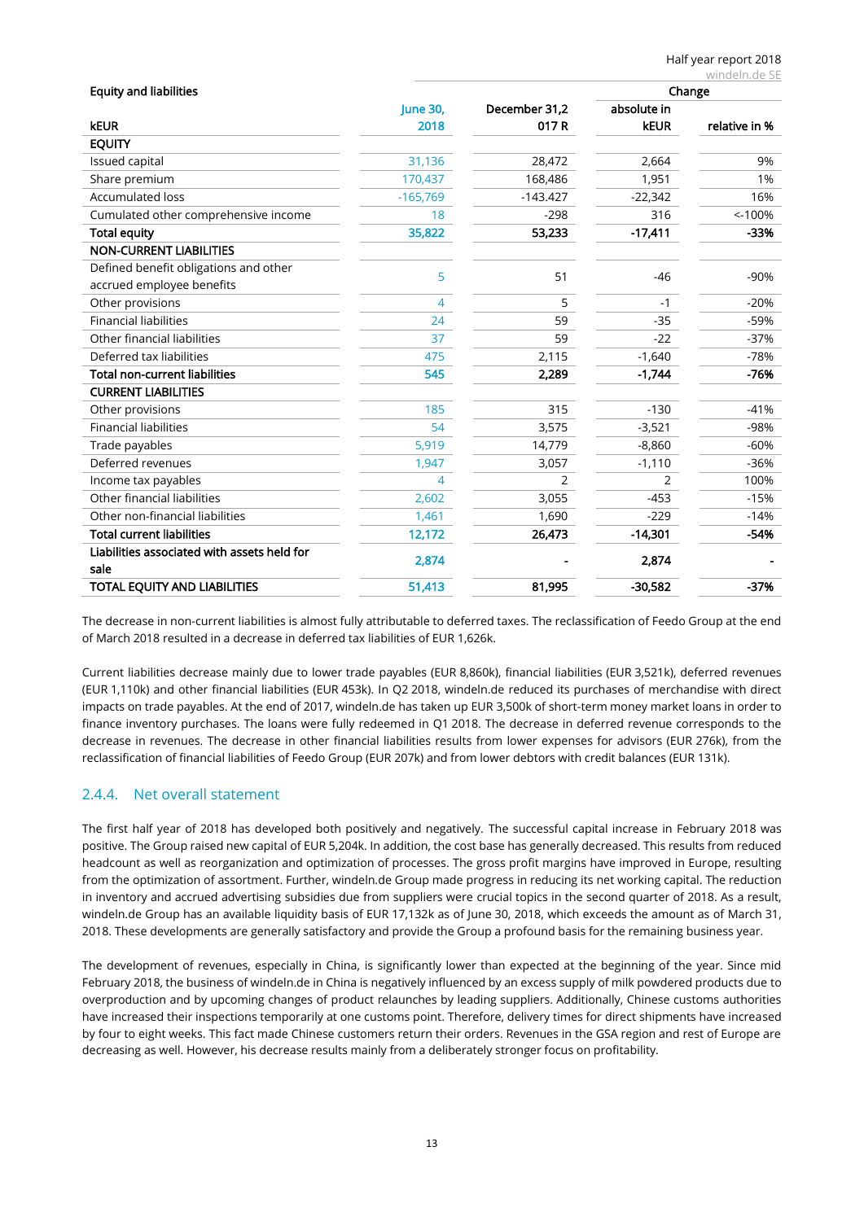| Equity and liabilities | | | Change | |
|---|---|---|---|---|
| kEUR | June 30, 2018 | December 31,2 017 R | absolute in kEUR | relative in % |
| **EQUITY** | | | | |
| Issued capital | 31,136 | 28,472 | 2,664 | 9% |
| Share premium | 170,437 | 168,486 | 1,951 | 1% |
| Accumulated loss | -165,769 | -143.427 | -22,342 | 16% |
| Cumulated other comprehensive income | 18 | -298 | 316 | <-100% |
| **Total equity** | **35,822** | **53,233** | **-17,411** | **-33%** |
| **NON-CURRENT LIABILITIES** | | | | |
| Defined benefit obligations and other accrued employee benefits | 5 | 51 | -46 | -90% |
| Other provisions | 4 | 5 | -1 | -20% |
| Financial liabilities | 24 | 59 | -35 | -59% |
| Other financial liabilities | 37 | 59 | -22 | -37% |
| Deferred tax liabilities | 475 | 2,115 | -1,640 | -78% |
| **Total non-current liabilities** | **545** | **2,289** | **-1,744** | **-76%** |
| **CURRENT LIABILITIES** | | | | |
| Other provisions | 185 | 315 | -130 | -41% |
| Financial liabilities | 54 | 3,575 | -3,521 | -98% |
| Trade payables | 5,919 | 14,779 | -8,860 | -60% |
| Deferred revenues | 1,947 | 3,057 | -1,110 | -36% |
| Income tax payables | 4 | 2 | 2 | 100% |
| Other financial liabilities | 2,602 | 3,055 | -453 | -15% |
| Other non-financial liabilities | 1,461 | 1,690 | -229 | -14% |
| **Total current liabilities** | **12,172** | **26,473** | **-14,301** | **-54%** |
| **Liabilities associated with assets held for sale** | **2,874** | **-** | **2,874** | **-** |
| **TOTAL EQUITY AND LIABILITIES** | **51,413** | **81,995** | **-30,582** | **-37%** |

The decrease in non-current liabilities is almost fully attributable to deferred taxes. The reclassification of Feedo Group at the end of March 2018 resulted in a decrease in deferred tax liabilities of EUR 1,626k.

Current liabilities decrease mainly due to lower trade payables (EUR 8,860k), financial liabilities (EUR 3,521k), deferred revenues (EUR 1,110k) and other financial liabilities (EUR 453k). In Q2 2018, windeln.de reduced its purchases of merchandise with direct impacts on trade payables. At the end of 2017, windeln.de has taken up EUR 3,500k of short-term money market loans in order to finance inventory purchases. The loans were fully redeemed in Q1 2018. The decrease in deferred revenue corresponds to the decrease in revenues. The decrease in other financial liabilities results from lower expenses for advisors (EUR 276k), from the reclassification of financial liabilities of Feedo Group (EUR 207k) and from lower debtors with credit balances (EUR 131k).

### 2.4.4. Net overall statement

The first half year of 2018 has developed both positively and negatively. The successful capital increase in February 2018 was positive. The Group raised new capital of EUR 5,204k. In addition, the cost base has generally decreased. This results from reduced headcount as well as reorganization and optimization of processes. The gross profit margins have improved in Europe, resulting from the optimization of assortment. Further, windeln.de Group made progress in reducing its net working capital. The reduction in inventory and accrued advertising subsidies due from suppliers were crucial topics in the second quarter of 2018. As a result, windeln.de Group has an available liquidity basis of EUR 17,132k as of June 30, 2018, which exceeds the amount as of March 31, 2018. These developments are generally satisfactory and provide the Group a profound basis for the remaining business year.

The development of revenues, especially in China, is significantly lower than expected at the beginning of the year. Since mid February 2018, the business of windeln.de in China is negatively influenced by an excess supply of milk powdered products due to overproduction and by upcoming changes of product relaunches by leading suppliers. Additionally, Chinese customs authorities have increased their inspections temporarily at one customs point. Therefore, delivery times for direct shipments have increased by four to eight weeks. This fact made Chinese customers return their orders. Revenues in the GSA region and rest of Europe are decreasing as well. However, his decrease results mainly from a deliberately stronger focus on profitability.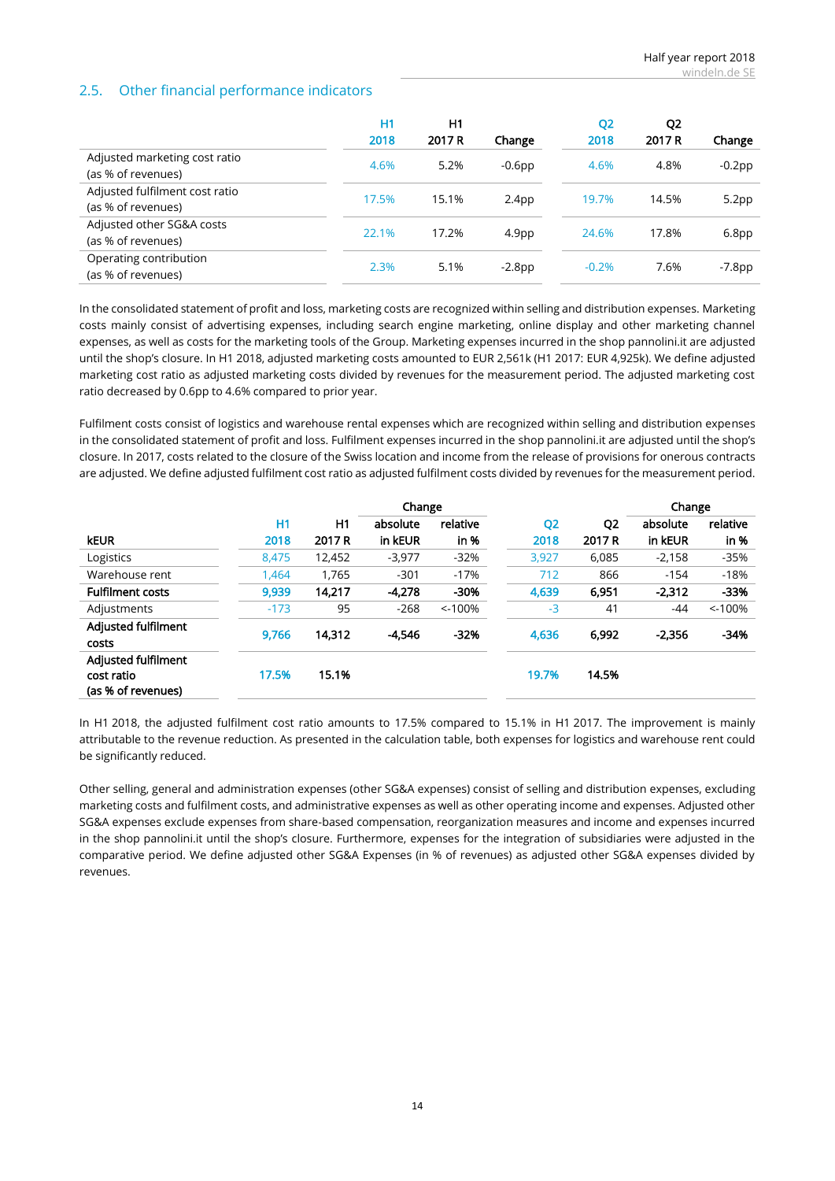## 2.5. Other financial performance indicators

| | H1 2018 | H1 2017 R | Change | Q2 2018 | Q2 2017 R | Change |
|---|---|---|---|---|---|---|
| Adjusted marketing cost ratio (as % of revenues) | 4.6% | 5.2% | -0.6pp | 4.6% | 4.8% | -0.2pp |
| Adjusted fulfilment cost ratio (as % of revenues) | 17.5% | 15.1% | 2.4pp | 19.7% | 14.5% | 5.2pp |
| Adjusted other SG&A costs (as % of revenues) | 22.1% | 17.2% | 4.9pp | 24.6% | 17.8% | 6.8pp |
| Operating contribution (as % of revenues) | 2.3% | 5.1% | -2.8pp | -0.2% | 7.6% | -7.8pp |

In the consolidated statement of profit and loss, marketing costs are recognized within selling and distribution expenses. Marketing costs mainly consist of advertising expenses, including search engine marketing, online display and other marketing channel expenses, as well as costs for the marketing tools of the Group. Marketing expenses incurred in the shop pannolini.it are adjusted until the shop's closure. In H1 2018, adjusted marketing costs amounted to EUR 2,561k (H1 2017: EUR 4,925k). We define adjusted marketing cost ratio as adjusted marketing costs divided by revenues for the measurement period. The adjusted marketing cost ratio decreased by 0.6pp to 4.6% compared to prior year.

Fulfilment costs consist of logistics and warehouse rental expenses which are recognized within selling and distribution expenses in the consolidated statement of profit and loss. Fulfilment expenses incurred in the shop pannolini.it are adjusted until the shop's closure. In 2017, costs related to the closure of the Swiss location and income from the release of provisions for onerous contracts are adjusted. We define adjusted fulfilment cost ratio as adjusted fulfilment costs divided by revenues for the measurement period.

| | | | Change | | | | Change | |
|---|---|---|---|---|---|---|---|---|
| **kEUR** | H1 2018 | H1 2017 R | absolute in kEUR | relative in % | Q2 2018 | Q2 2017 R | absolute in kEUR | relative in % |
| Logistics | 8,475 | 12,452 | -3,977 | -32% | 3,927 | 6,085 | -2,158 | -35% |
| Warehouse rent | 1,464 | 1,765 | -301 | -17% | 712 | 866 | -154 | -18% |
| **Fulfilment costs** | **9,939** | **14,217** | **-4,278** | **-30%** | **4,639** | **6,951** | **-2,312** | **-33%** |
| Adjustments | -173 | 95 | -268 | <-100% | -3 | 41 | -44 | <-100% |
| **Adjusted fulfilment costs** | **9,766** | **14,312** | **-4,546** | **-32%** | **4,636** | **6,992** | **-2,356** | **-34%** |
| **Adjusted fulfilment cost ratio (as % of revenues)** | **17.5%** | **15.1%** | | | **19.7%** | **14.5%** | | |

In H1 2018, the adjusted fulfilment cost ratio amounts to 17.5% compared to 15.1% in H1 2017. The improvement is mainly attributable to the revenue reduction. As presented in the calculation table, both expenses for logistics and warehouse rent could be significantly reduced.

Other selling, general and administration expenses (other SG&A expenses) consist of selling and distribution expenses, excluding marketing costs and fulfilment costs, and administrative expenses as well as other operating income and expenses. Adjusted other SG&A expenses exclude expenses from share-based compensation, reorganization measures and income and expenses incurred in the shop pannolini.it until the shop's closure. Furthermore, expenses for the integration of subsidiaries were adjusted in the comparative period. We define adjusted other SG&A Expenses (in % of revenues) as adjusted other SG&A expenses divided by revenues.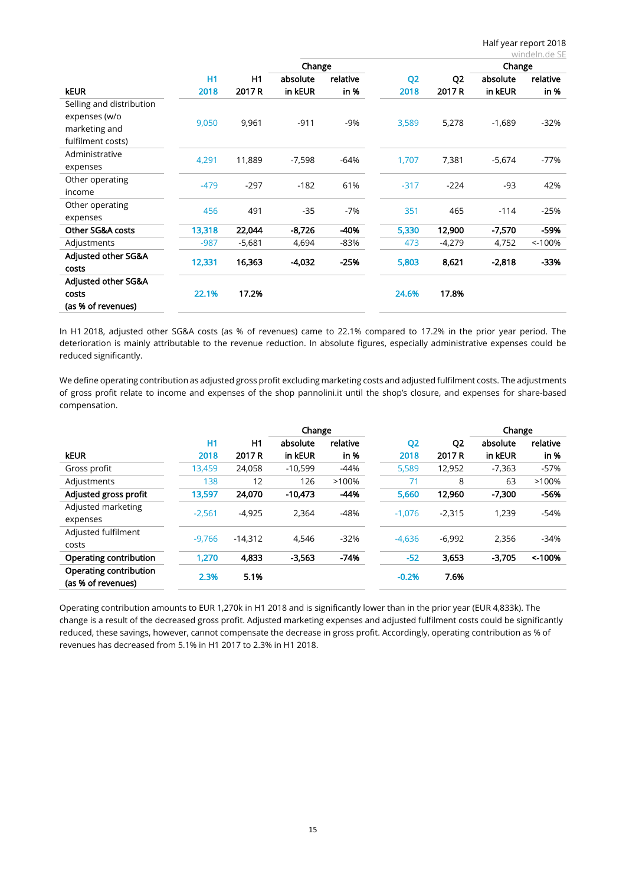| kEUR | H1 2018 | H1 2017 R | Change absolute in kEUR | Change relative in % | Q2 2018 | Q2 2017 R | Change absolute in kEUR | Change relative in % |
|---|---|---|---|---|---|---|---|---|
| Selling and distribution expenses (w/o marketing and fulfilment costs) | 9,050 | 9,961 | -911 | -9% | 3,589 | 5,278 | -1,689 | -32% |
| Administrative expenses | 4,291 | 11,889 | -7,598 | -64% | 1,707 | 7,381 | -5,674 | -77% |
| Other operating income | -479 | -297 | -182 | 61% | -317 | -224 | -93 | 42% |
| Other operating expenses | 456 | 491 | -35 | -7% | 351 | 465 | -114 | -25% |
| **Other SG&A costs** | **13,318** | **22,044** | **-8,726** | **-40%** | **5,330** | **12,900** | **-7,570** | **-59%** |
| Adjustments | -987 | -5,681 | 4,694 | -83% | 473 | -4,279 | 4,752 | <-100% |
| **Adjusted other SG&A costs** | **12,331** | **16,363** | **-4,032** | **-25%** | **5,803** | **8,621** | **-2,818** | **-33%** |
| **Adjusted other SG&A costs (as % of revenues)** | **22.1%** | **17.2%** | | | **24.6%** | **17.8%** | | |

In H1 2018, adjusted other SG&A costs (as % of revenues) came to 22.1% compared to 17.2% in the prior year period. The deterioration is mainly attributable to the revenue reduction. In absolute figures, especially administrative expenses could be reduced significantly.

We define operating contribution as adjusted gross profit excluding marketing costs and adjusted fulfilment costs. The adjustments of gross profit relate to income and expenses of the shop pannolini.it until the shop's closure, and expenses for share-based compensation.

| kEUR | H1 2018 | H1 2017 R | Change absolute in kEUR | Change relative in % | Q2 2018 | Q2 2017 R | Change absolute in kEUR | Change relative in % |
|---|---|---|---|---|---|---|---|---|
| Gross profit | 13,459 | 24,058 | -10,599 | -44% | 5,589 | 12,952 | -7,363 | -57% |
| Adjustments | 138 | 12 | 126 | >100% | 71 | 8 | 63 | >100% |
| **Adjusted gross profit** | **13,597** | **24,070** | **-10,473** | **-44%** | **5,660** | **12,960** | **-7,300** | **-56%** |
| Adjusted marketing expenses | -2,561 | -4,925 | 2,364 | -48% | -1,076 | -2,315 | 1,239 | -54% |
| Adjusted fulfilment costs | -9,766 | -14,312 | 4,546 | -32% | -4,636 | -6,992 | 2,356 | -34% |
| **Operating contribution** | **1,270** | **4,833** | **-3,563** | **-74%** | **-52** | **3,653** | **-3,705** | **<-100%** |
| **Operating contribution (as % of revenues)** | **2.3%** | **5.1%** | | | **-0.2%** | **7.6%** | | |

Operating contribution amounts to EUR 1,270k in H1 2018 and is significantly lower than in the prior year (EUR 4,833k). The change is a result of the decreased gross profit. Adjusted marketing expenses and adjusted fulfilment costs could be significantly reduced, these savings, however, cannot compensate the decrease in gross profit. Accordingly, operating contribution as % of revenues has decreased from 5.1% in H1 2017 to 2.3% in H1 2018.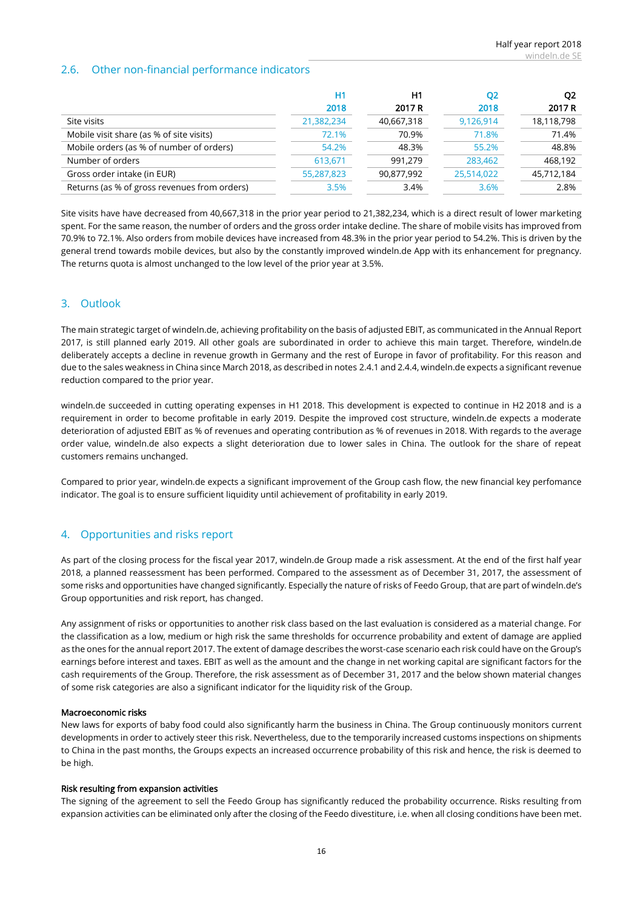## 2.6. Other non-financial performance indicators

| | H1 2018 | H1 2017 R | Q2 2018 | Q2 2017 R |
|---|---|---|---|---|
| Site visits | 21,382,234 | 40,667,318 | 9,126,914 | 18,118,798 |
| Mobile visit share (as % of site visits) | 72.1% | 70.9% | 71.8% | 71.4% |
| Mobile orders (as % of number of orders) | 54.2% | 48.3% | 55.2% | 48.8% |
| Number of orders | 613,671 | 991,279 | 283,462 | 468,192 |
| Gross order intake (in EUR) | 55,287,823 | 90,877,992 | 25,514,022 | 45,712,184 |
| Returns (as % of gross revenues from orders) | 3.5% | 3.4% | 3.6% | 2.8% |

Site visits have have decreased from 40,667,318 in the prior year period to 21,382,234, which is a direct result of lower marketing spent. For the same reason, the number of orders and the gross order intake decline. The share of mobile visits has improved from 70.9% to 72.1%. Also orders from mobile devices have increased from 48.3% in the prior year period to 54.2%. This is driven by the general trend towards mobile devices, but also by the constantly improved windeln.de App with its enhancement for pregnancy. The returns quota is almost unchanged to the low level of the prior year at 3.5%.

# 3. Outlook

The main strategic target of windeln.de, achieving profitability on the basis of adjusted EBIT, as communicated in the Annual Report 2017, is still planned early 2019. All other goals are subordinated in order to achieve this main target. Therefore, windeln.de deliberately accepts a decline in revenue growth in Germany and the rest of Europe in favor of profitability. For this reason and due to the sales weakness in China since March 2018, as described in notes 2.4.1 and 2.4.4, windeln.de expects a significant revenue reduction compared to the prior year.

windeln.de succeeded in cutting operating expenses in H1 2018. This development is expected to continue in H2 2018 and is a requirement in order to become profitable in early 2019. Despite the improved cost structure, windeln.de expects a moderate deterioration of adjusted EBIT as % of revenues and operating contribution as % of revenues in 2018. With regards to the average order value, windeln.de also expects a slight deterioration due to lower sales in China. The outlook for the share of repeat customers remains unchanged.

Compared to prior year, windeln.de expects a significant improvement of the Group cash flow, the new financial key perfomance indicator. The goal is to ensure sufficient liquidity until achievement of profitability in early 2019.

# 4. Opportunities and risks report

As part of the closing process for the fiscal year 2017, windeln.de Group made a risk assessment. At the end of the first half year 2018, a planned reassessment has been performed. Compared to the assessment as of December 31, 2017, the assessment of some risks and opportunities have changed significantly. Especially the nature of risks of Feedo Group, that are part of windeln.de's Group opportunities and risk report, has changed.

Any assignment of risks or opportunities to another risk class based on the last evaluation is considered as a material change. For the classification as a low, medium or high risk the same thresholds for occurrence probability and extent of damage are applied as the ones for the annual report 2017. The extent of damage describes the worst-case scenario each risk could have on the Group's earnings before interest and taxes. EBIT as well as the amount and the change in net working capital are significant factors for the cash requirements of the Group. Therefore, the risk assessment as of December 31, 2017 and the below shown material changes of some risk categories are also a significant indicator for the liquidity risk of the Group.

**Macroeconomic risks**

New laws for exports of baby food could also significantly harm the business in China. The Group continuously monitors current developments in order to actively steer this risk. Nevertheless, due to the temporarily increased customs inspections on shipments to China in the past months, the Groups expects an increased occurrence probability of this risk and hence, the risk is deemed to be high.

**Risk resulting from expansion activities**

The signing of the agreement to sell the Feedo Group has significantly reduced the probability occurrence. Risks resulting from expansion activities can be eliminated only after the closing of the Feedo divestiture, i.e. when all closing conditions have been met.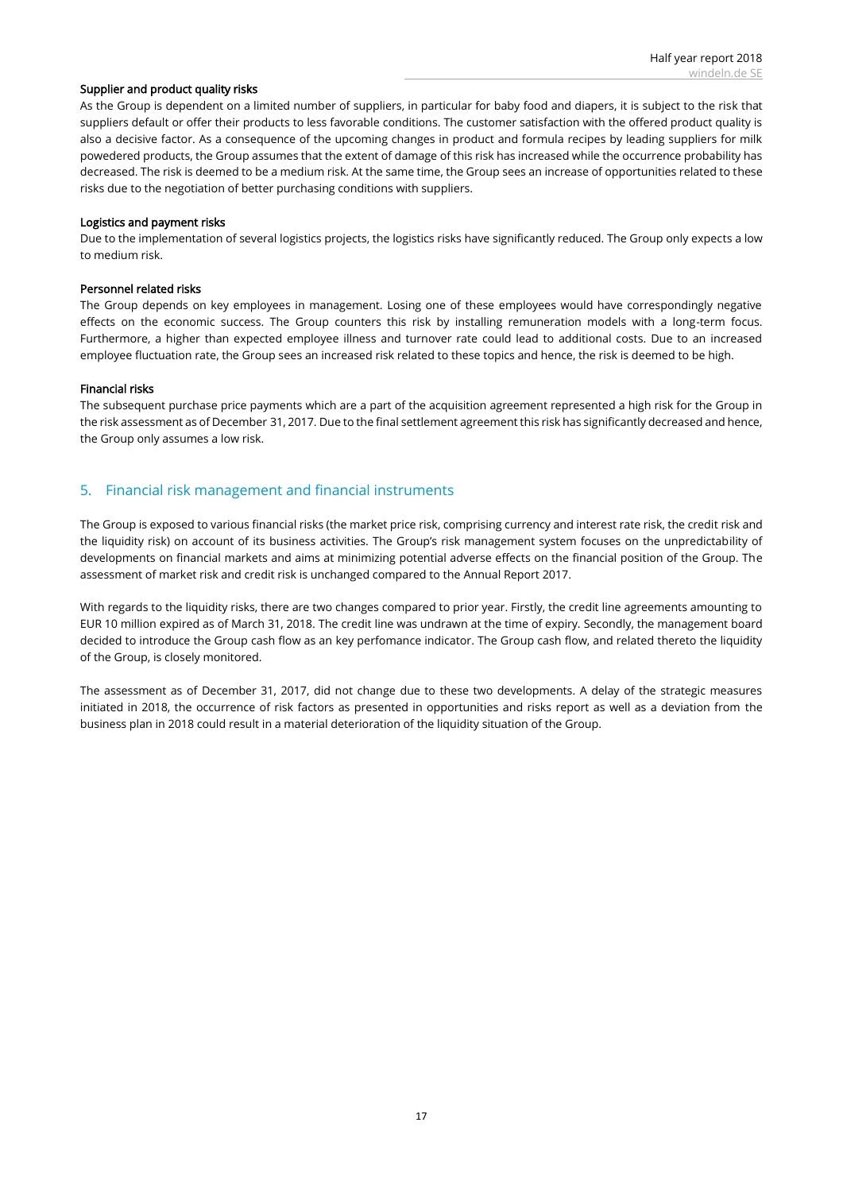#### Supplier and product quality risks

As the Group is dependent on a limited number of suppliers, in particular for baby food and diapers, it is subject to the risk that suppliers default or offer their products to less favorable conditions. The customer satisfaction with the offered product quality is also a decisive factor. As a consequence of the upcoming changes in product and formula recipes by leading suppliers for milk powedered products, the Group assumes that the extent of damage of this risk has increased while the occurrence probability has decreased. The risk is deemed to be a medium risk. At the same time, the Group sees an increase of opportunities related to these risks due to the negotiation of better purchasing conditions with suppliers.

#### Logistics and payment risks

Due to the implementation of several logistics projects, the logistics risks have significantly reduced. The Group only expects a low to medium risk.

#### Personnel related risks

The Group depends on key employees in management. Losing one of these employees would have correspondingly negative effects on the economic success. The Group counters this risk by installing remuneration models with a long-term focus. Furthermore, a higher than expected employee illness and turnover rate could lead to additional costs. Due to an increased employee fluctuation rate, the Group sees an increased risk related to these topics and hence, the risk is deemed to be high.

#### Financial risks

The subsequent purchase price payments which are a part of the acquisition agreement represented a high risk for the Group in the risk assessment as of December 31, 2017. Due to the final settlement agreement this risk has significantly decreased and hence, the Group only assumes a low risk.

## 5. Financial risk management and financial instruments

The Group is exposed to various financial risks (the market price risk, comprising currency and interest rate risk, the credit risk and the liquidity risk) on account of its business activities. The Group's risk management system focuses on the unpredictability of developments on financial markets and aims at minimizing potential adverse effects on the financial position of the Group. The assessment of market risk and credit risk is unchanged compared to the Annual Report 2017.

With regards to the liquidity risks, there are two changes compared to prior year. Firstly, the credit line agreements amounting to EUR 10 million expired as of March 31, 2018. The credit line was undrawn at the time of expiry. Secondly, the management board decided to introduce the Group cash flow as an key perfomance indicator. The Group cash flow, and related thereto the liquidity of the Group, is closely monitored.

The assessment as of December 31, 2017, did not change due to these two developments. A delay of the strategic measures initiated in 2018, the occurrence of risk factors as presented in opportunities and risks report as well as a deviation from the business plan in 2018 could result in a material deterioration of the liquidity situation of the Group.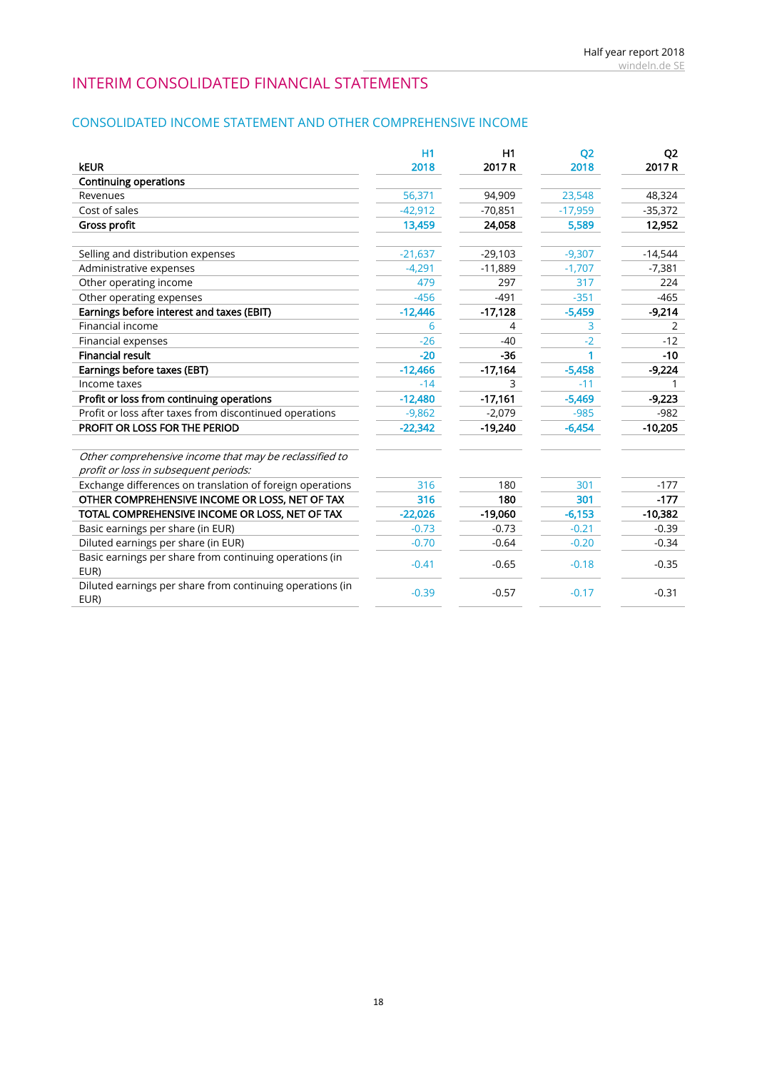# INTERIM CONSOLIDATED FINANCIAL STATEMENTS

## CONSOLIDATED INCOME STATEMENT AND OTHER COMPREHENSIVE INCOME

| kEUR | H1 2018 | H1 2017 R | Q2 2018 | Q2 2017 R |
|---|---|---|---|---|
| **Continuing operations** | | | | |
| Revenues | 56,371 | 94,909 | 23,548 | 48,324 |
| Cost of sales | -42,912 | -70,851 | -17,959 | -35,372 |
| **Gross profit** | **13,459** | **24,058** | **5,589** | **12,952** |
| | | | | |
| Selling and distribution expenses | -21,637 | -29,103 | -9,307 | -14,544 |
| Administrative expenses | -4,291 | -11,889 | -1,707 | -7,381 |
| Other operating income | 479 | 297 | 317 | 224 |
| Other operating expenses | -456 | -491 | -351 | -465 |
| **Earnings before interest and taxes (EBIT)** | **-12,446** | **-17,128** | **-5,459** | **-9,214** |
| Financial income | 6 | 4 | 3 | 2 |
| Financial expenses | -26 | -40 | -2 | -12 |
| **Financial result** | **-20** | **-36** | **1** | **-10** |
| **Earnings before taxes (EBT)** | **-12,466** | **-17,164** | **-5,458** | **-9,224** |
| Income taxes | -14 | 3 | -11 | 1 |
| **Profit or loss from continuing operations** | **-12,480** | **-17,161** | **-5,469** | **-9,223** |
| Profit or loss after taxes from discontinued operations | -9,862 | -2,079 | -985 | -982 |
| **PROFIT OR LOSS FOR THE PERIOD** | **-22,342** | **-19,240** | **-6,454** | **-10,205** |
| | | | | |
| *Other comprehensive income that may be reclassified to profit or loss in subsequent periods:* | | | | |
| Exchange differences on translation of foreign operations | 316 | 180 | 301 | -177 |
| **OTHER COMPREHENSIVE INCOME OR LOSS, NET OF TAX** | **316** | **180** | **301** | **-177** |
| **TOTAL COMPREHENSIVE INCOME OR LOSS, NET OF TAX** | **-22,026** | **-19,060** | **-6,153** | **-10,382** |
| Basic earnings per share (in EUR) | -0.73 | -0.73 | -0.21 | -0.39 |
| Diluted earnings per share (in EUR) | -0.70 | -0.64 | -0.20 | -0.34 |
| Basic earnings per share from continuing operations (in EUR) | -0.41 | -0.65 | -0.18 | -0.35 |
| Diluted earnings per share from continuing operations (in EUR) | -0.39 | -0.57 | -0.17 | -0.31 |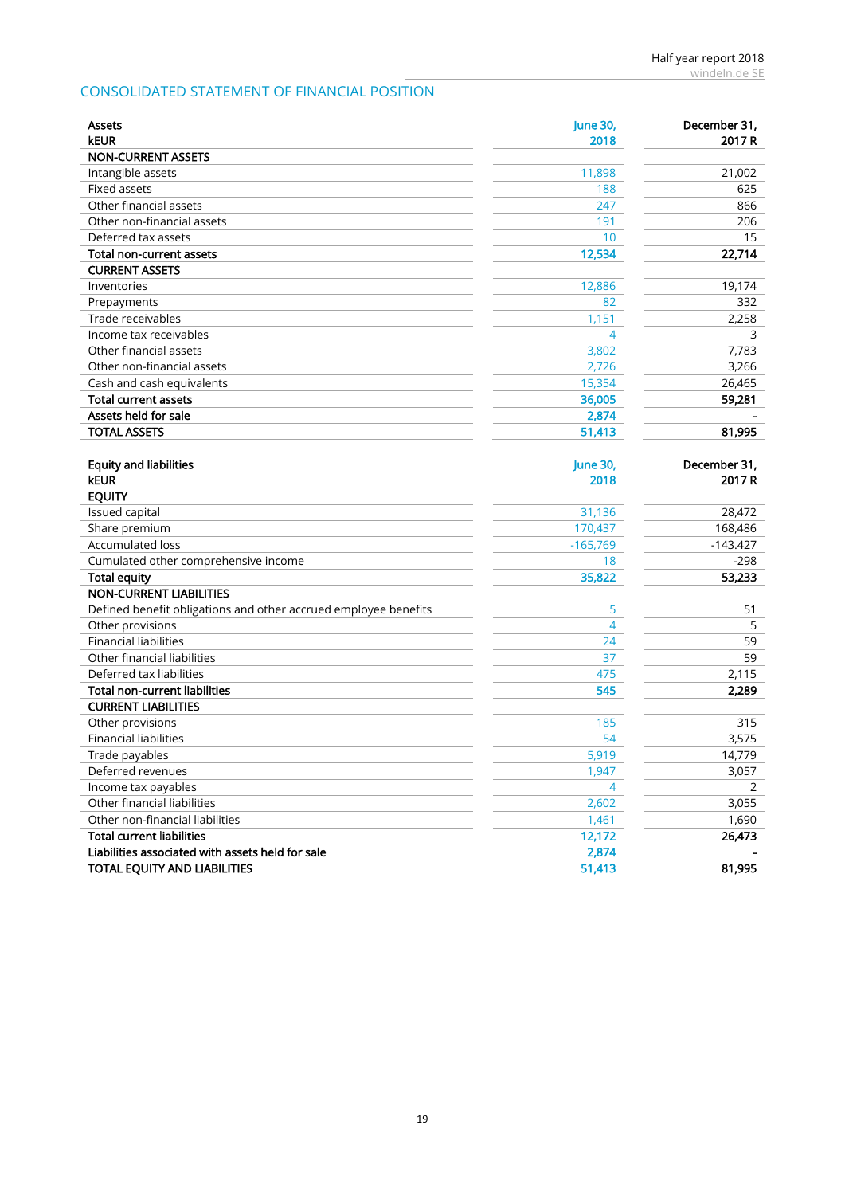## CONSOLIDATED STATEMENT OF FINANCIAL POSITION

| Assets<br>kEUR | June 30,<br>2018 | December 31,<br>2017 R |
|---|---|---|
| **NON-CURRENT ASSETS** | | |
| Intangible assets | 11,898 | 21,002 |
| Fixed assets | 188 | 625 |
| Other financial assets | 247 | 866 |
| Other non-financial assets | 191 | 206 |
| Deferred tax assets | 10 | 15 |
| **Total non-current assets** | **12,534** | **22,714** |
| **CURRENT ASSETS** | | |
| Inventories | 12,886 | 19,174 |
| Prepayments | 82 | 332 |
| Trade receivables | 1,151 | 2,258 |
| Income tax receivables | 4 | 3 |
| Other financial assets | 3,802 | 7,783 |
| Other non-financial assets | 2,726 | 3,266 |
| Cash and cash equivalents | 15,354 | 26,465 |
| **Total current assets** | **36,005** | **59,281** |
| **Assets held for sale** | **2,874** | **-** |
| **TOTAL ASSETS** | **51,413** | **81,995** |

| Equity and liabilities<br>kEUR | June 30,<br>2018 | December 31,<br>2017 R |
|---|---|---|
| **EQUITY** | | |
| Issued capital | 31,136 | 28,472 |
| Share premium | 170,437 | 168,486 |
| Accumulated loss | -165,769 | -143.427 |
| Cumulated other comprehensive income | 18 | -298 |
| **Total equity** | **35,822** | **53,233** |
| **NON-CURRENT LIABILITIES** | | |
| Defined benefit obligations and other accrued employee benefits | 5 | 51 |
| Other provisions | 4 | 5 |
| Financial liabilities | 24 | 59 |
| Other financial liabilities | 37 | 59 |
| Deferred tax liabilities | 475 | 2,115 |
| **Total non-current liabilities** | **545** | **2,289** |
| **CURRENT LIABILITIES** | | |
| Other provisions | 185 | 315 |
| Financial liabilities | 54 | 3,575 |
| Trade payables | 5,919 | 14,779 |
| Deferred revenues | 1,947 | 3,057 |
| Income tax payables | 4 | 2 |
| Other financial liabilities | 2,602 | 3,055 |
| Other non-financial liabilities | 1,461 | 1,690 |
| **Total current liabilities** | **12,172** | **26,473** |
| **Liabilities associated with assets held for sale** | **2,874** | **-** |
| **TOTAL EQUITY AND LIABILITIES** | **51,413** | **81,995** |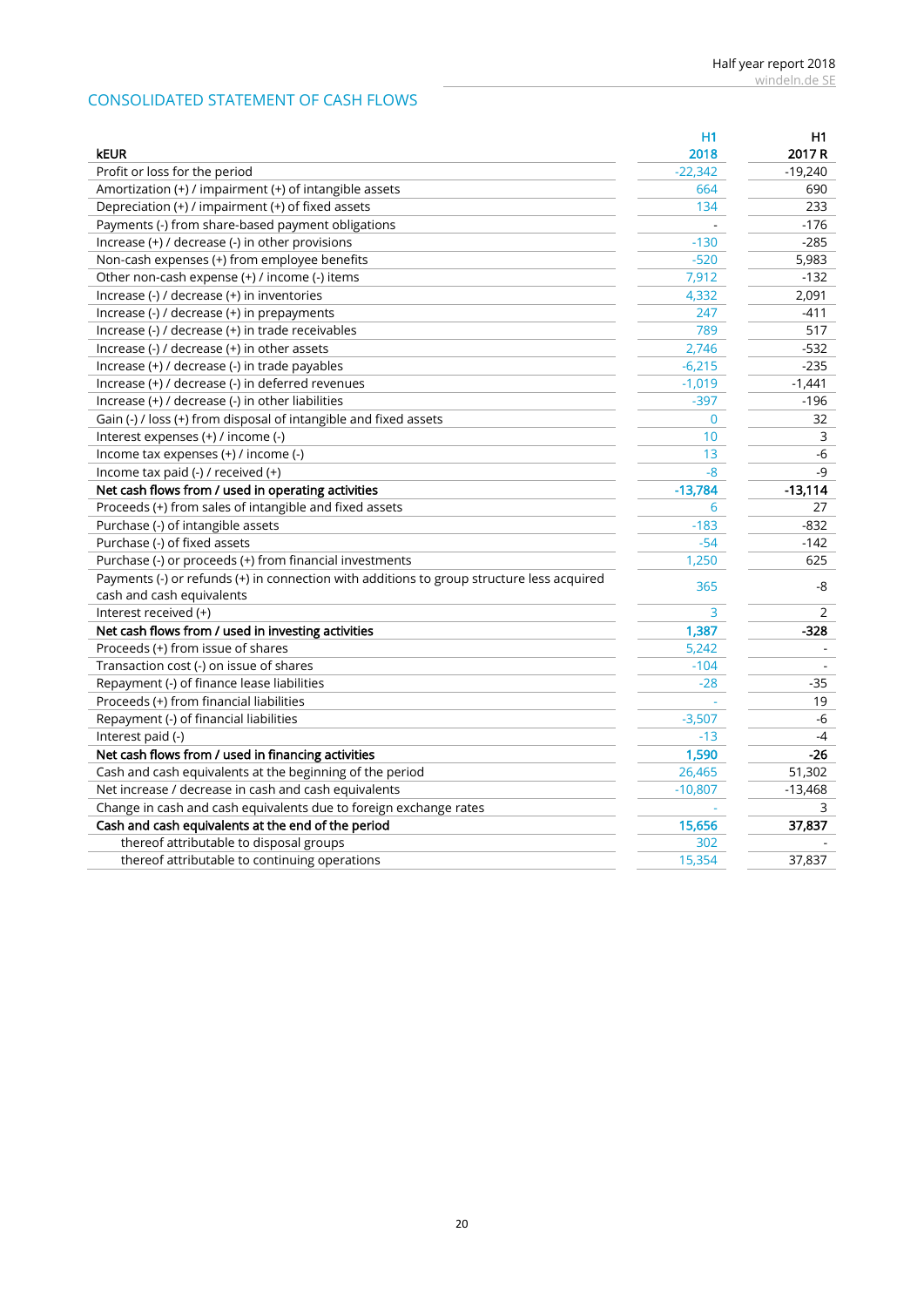## CONSOLIDATED STATEMENT OF CASH FLOWS

| kEUR | H1 2018 | H1 2017 R |
|---|---|---|
| Profit or loss for the period | -22,342 | -19,240 |
| Amortization (+) / impairment (+) of intangible assets | 664 | 690 |
| Depreciation (+) / impairment (+) of fixed assets | 134 | 233 |
| Payments (-) from share-based payment obligations | - | -176 |
| Increase (+) / decrease (-) in other provisions | -130 | -285 |
| Non-cash expenses (+) from employee benefits | -520 | 5,983 |
| Other non-cash expense (+) / income (-) items | 7,912 | -132 |
| Increase (-) / decrease (+) in inventories | 4,332 | 2,091 |
| Increase (-) / decrease (+) in prepayments | 247 | -411 |
| Increase (-) / decrease (+) in trade receivables | 789 | 517 |
| Increase (-) / decrease (+) in other assets | 2,746 | -532 |
| Increase (+) / decrease (-) in trade payables | -6,215 | -235 |
| Increase (+) / decrease (-) in deferred revenues | -1,019 | -1,441 |
| Increase (+) / decrease (-) in other liabilities | -397 | -196 |
| Gain (-) / loss (+) from disposal of intangible and fixed assets | 0 | 32 |
| Interest expenses (+) / income (-) | 10 | 3 |
| Income tax expenses (+) / income (-) | 13 | -6 |
| Income tax paid (-) / received (+) | -8 | -9 |
| **Net cash flows from / used in operating activities** | **-13,784** | **-13,114** |
| Proceeds (+) from sales of intangible and fixed assets | 6 | 27 |
| Purchase (-) of intangible assets | -183 | -832 |
| Purchase (-) of fixed assets | -54 | -142 |
| Purchase (-) or proceeds (+) from financial investments | 1,250 | 625 |
| Payments (-) or refunds (+) in connection with additions to group structure less acquired cash and cash equivalents | 365 | -8 |
| Interest received (+) | 3 | 2 |
| **Net cash flows from / used in investing activities** | **1,387** | **-328** |
| Proceeds (+) from issue of shares | 5,242 | - |
| Transaction cost (-) on issue of shares | -104 | - |
| Repayment (-) of finance lease liabilities | -28 | -35 |
| Proceeds (+) from financial liabilities | - | 19 |
| Repayment (-) of financial liabilities | -3,507 | -6 |
| Interest paid (-) | -13 | -4 |
| **Net cash flows from / used in financing activities** | **1,590** | **-26** |
| Cash and cash equivalents at the beginning of the period | 26,465 | 51,302 |
| Net increase / decrease in cash and cash equivalents | -10,807 | -13,468 |
| Change in cash and cash equivalents due to foreign exchange rates | - | 3 |
| **Cash and cash equivalents at the end of the period** | **15,656** | **37,837** |
| thereof attributable to disposal groups | 302 | - |
| thereof attributable to continuing operations | 15,354 | 37,837 |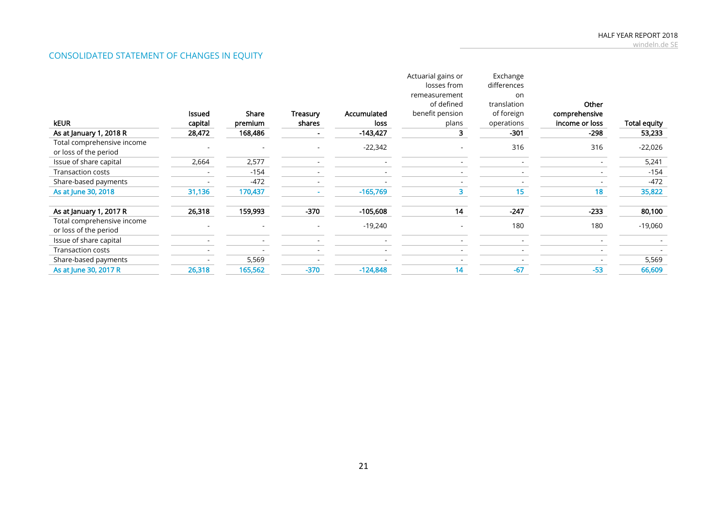## CONSOLIDATED STATEMENT OF CHANGES IN EQUITY

| kEUR | Issued capital | Share premium | Treasury shares | Accumulated loss | Actuarial gains or losses from remeasurement of defined benefit pension plans | Exchange differences on translation of foreign operations | Other comprehensive income or loss | Total equity |
|---|---|---|---|---|---|---|---|---|
| **As at January 1, 2018 R** | **28,472** | **168,486** | **-** | **-143,427** | **3** | **-301** | **-298** | **53,233** |
| Total comprehensive income or loss of the period | - | - | - | -22,342 | - | 316 | 316 | -22,026 |
| Issue of share capital | 2,664 | 2,577 | - | - | - | - | - | 5,241 |
| Transaction costs | - | -154 | - | - | - | - | - | -154 |
| Share-based payments | - | -472 | - | - | - | - | - | -472 |
| **As at June 30, 2018** | **31,136** | **170,437** | **-** | **-165,769** | **3** | **15** | **18** | **35,822** |
| | | | | | | | | |
| **As at January 1, 2017 R** | **26,318** | **159,993** | **-370** | **-105,608** | **14** | **-247** | **-233** | **80,100** |
| Total comprehensive income or loss of the period | - | - | - | -19,240 | - | 180 | 180 | -19,060 |
| Issue of share capital | - | - | - | - | - | - | - | - |
| Transaction costs | - | - | - | - | - | - | - | - |
| Share-based payments | - | 5,569 | - | - | - | - | - | 5,569 |
| **As at June 30, 2017 R** | **26,318** | **165,562** | **-370** | **-124,848** | **14** | **-67** | **-53** | **66,609** |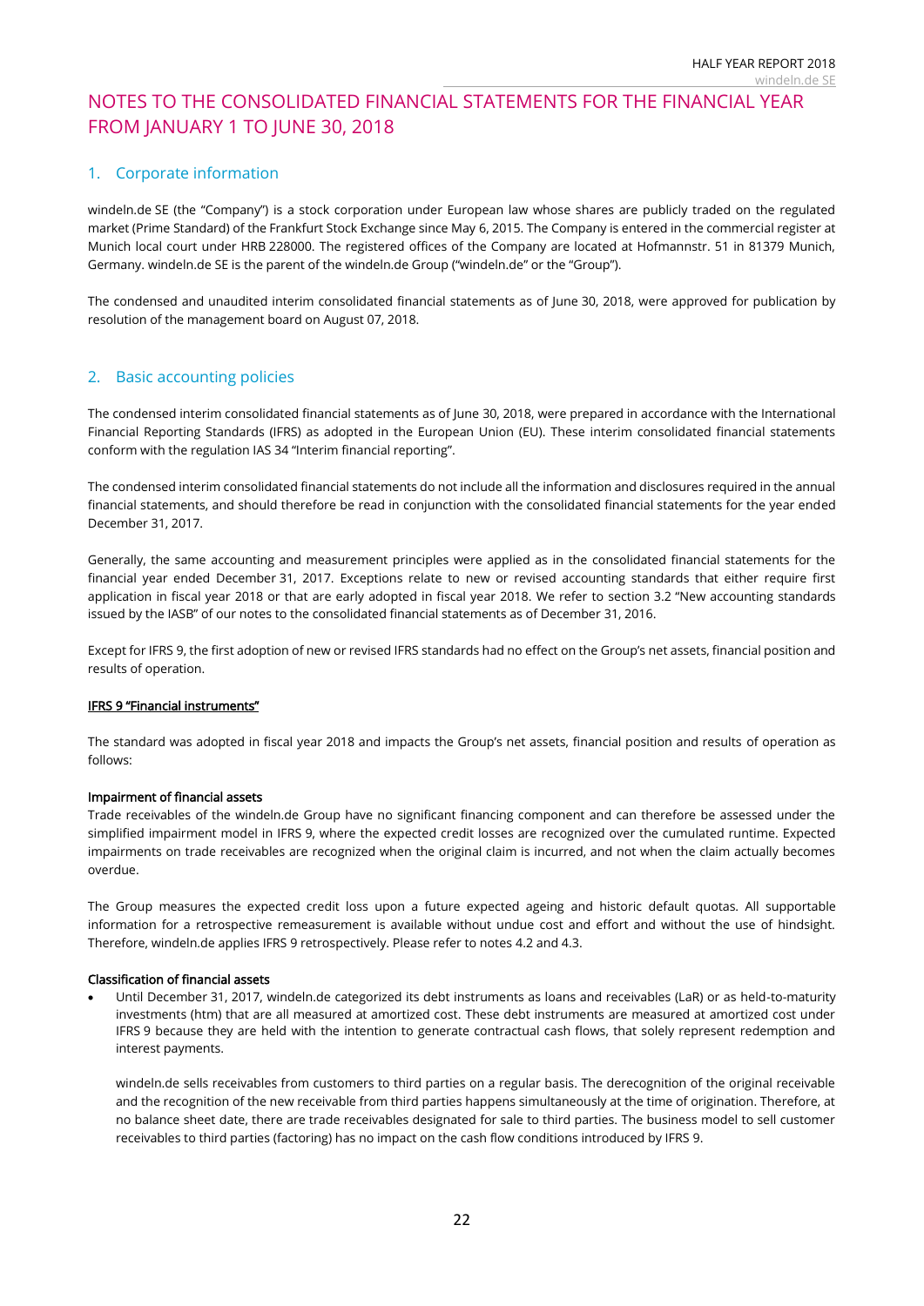# NOTES TO THE CONSOLIDATED FINANCIAL STATEMENTS FOR THE FINANCIAL YEAR FROM JANUARY 1 TO JUNE 30, 2018

## 1. Corporate information

windeln.de SE (the "Company") is a stock corporation under European law whose shares are publicly traded on the regulated market (Prime Standard) of the Frankfurt Stock Exchange since May 6, 2015. The Company is entered in the commercial register at Munich local court under HRB 228000. The registered offices of the Company are located at Hofmannstr. 51 in 81379 Munich, Germany. windeln.de SE is the parent of the windeln.de Group ("windeln.de" or the "Group").

The condensed and unaudited interim consolidated financial statements as of June 30, 2018, were approved for publication by resolution of the management board on August 07, 2018.

## 2. Basic accounting policies

The condensed interim consolidated financial statements as of June 30, 2018, were prepared in accordance with the International Financial Reporting Standards (IFRS) as adopted in the European Union (EU). These interim consolidated financial statements conform with the regulation IAS 34 "Interim financial reporting".

The condensed interim consolidated financial statements do not include all the information and disclosures required in the annual financial statements, and should therefore be read in conjunction with the consolidated financial statements for the year ended December 31, 2017.

Generally, the same accounting and measurement principles were applied as in the consolidated financial statements for the financial year ended December 31, 2017. Exceptions relate to new or revised accounting standards that either require first application in fiscal year 2018 or that are early adopted in fiscal year 2018. We refer to section 3.2 "New accounting standards issued by the IASB" of our notes to the consolidated financial statements as of December 31, 2016.

Except for IFRS 9, the first adoption of new or revised IFRS standards had no effect on the Group's net assets, financial position and results of operation.

**IFRS 9 "Financial instruments"**

The standard was adopted in fiscal year 2018 and impacts the Group's net assets, financial position and results of operation as follows:

**Impairment of financial assets**

Trade receivables of the windeln.de Group have no significant financing component and can therefore be assessed under the simplified impairment model in IFRS 9, where the expected credit losses are recognized over the cumulated runtime. Expected impairments on trade receivables are recognized when the original claim is incurred, and not when the claim actually becomes overdue.

The Group measures the expected credit loss upon a future expected ageing and historic default quotas. All supportable information for a retrospective remeasurement is available without undue cost and effort and without the use of hindsight. Therefore, windeln.de applies IFRS 9 retrospectively. Please refer to notes 4.2 and 4.3.

**Classification of financial assets**

- Until December 31, 2017, windeln.de categorized its debt instruments as loans and receivables (LaR) or as held-to-maturity investments (htm) that are all measured at amortized cost. These debt instruments are measured at amortized cost under IFRS 9 because they are held with the intention to generate contractual cash flows, that solely represent redemption and interest payments.

  windeln.de sells receivables from customers to third parties on a regular basis. The derecognition of the original receivable and the recognition of the new receivable from third parties happens simultaneously at the time of origination. Therefore, at no balance sheet date, there are trade receivables designated for sale to third parties. The business model to sell customer receivables to third parties (factoring) has no impact on the cash flow conditions introduced by IFRS 9.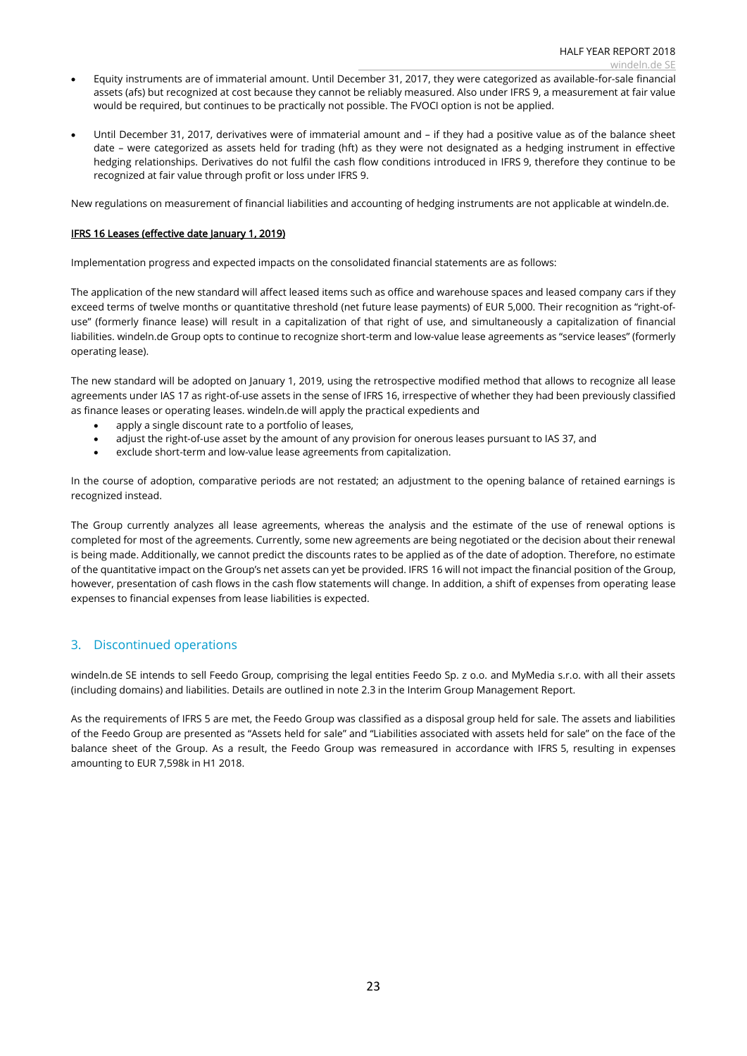- Equity instruments are of immaterial amount. Until December 31, 2017, they were categorized as available-for-sale financial assets (afs) but recognized at cost because they cannot be reliably measured. Also under IFRS 9, a measurement at fair value would be required, but continues to be practically not possible. The FVOCI option is not be applied.

- Until December 31, 2017, derivatives were of immaterial amount and – if they had a positive value as of the balance sheet date – were categorized as assets held for trading (hft) as they were not designated as a hedging instrument in effective hedging relationships. Derivatives do not fulfil the cash flow conditions introduced in IFRS 9, therefore they continue to be recognized at fair value through profit or loss under IFRS 9.

New regulations on measurement of financial liabilities and accounting of hedging instruments are not applicable at windeln.de.

**IFRS 16 Leases (effective date January 1, 2019)**

Implementation progress and expected impacts on the consolidated financial statements are as follows:

The application of the new standard will affect leased items such as office and warehouse spaces and leased company cars if they exceed terms of twelve months or quantitative threshold (net future lease payments) of EUR 5,000. Their recognition as "right-of-use" (formerly finance lease) will result in a capitalization of that right of use, and simultaneously a capitalization of financial liabilities. windeln.de Group opts to continue to recognize short-term and low-value lease agreements as "service leases" (formerly operating lease).

The new standard will be adopted on January 1, 2019, using the retrospective modified method that allows to recognize all lease agreements under IAS 17 as right-of-use assets in the sense of IFRS 16, irrespective of whether they had been previously classified as finance leases or operating leases. windeln.de will apply the practical expedients and

- apply a single discount rate to a portfolio of leases,
- adjust the right-of-use asset by the amount of any provision for onerous leases pursuant to IAS 37, and
- exclude short-term and low-value lease agreements from capitalization.

In the course of adoption, comparative periods are not restated; an adjustment to the opening balance of retained earnings is recognized instead.

The Group currently analyzes all lease agreements, whereas the analysis and the estimate of the use of renewal options is completed for most of the agreements. Currently, some new agreements are being negotiated or the decision about their renewal is being made. Additionally, we cannot predict the discounts rates to be applied as of the date of adoption. Therefore, no estimate of the quantitative impact on the Group's net assets can yet be provided. IFRS 16 will not impact the financial position of the Group, however, presentation of cash flows in the cash flow statements will change. In addition, a shift of expenses from operating lease expenses to financial expenses from lease liabilities is expected.

## 3. Discontinued operations

windeln.de SE intends to sell Feedo Group, comprising the legal entities Feedo Sp. z o.o. and MyMedia s.r.o. with all their assets (including domains) and liabilities. Details are outlined in note 2.3 in the Interim Group Management Report.

As the requirements of IFRS 5 are met, the Feedo Group was classified as a disposal group held for sale. The assets and liabilities of the Feedo Group are presented as "Assets held for sale" and "Liabilities associated with assets held for sale" on the face of the balance sheet of the Group. As a result, the Feedo Group was remeasured in accordance with IFRS 5, resulting in expenses amounting to EUR 7,598k in H1 2018.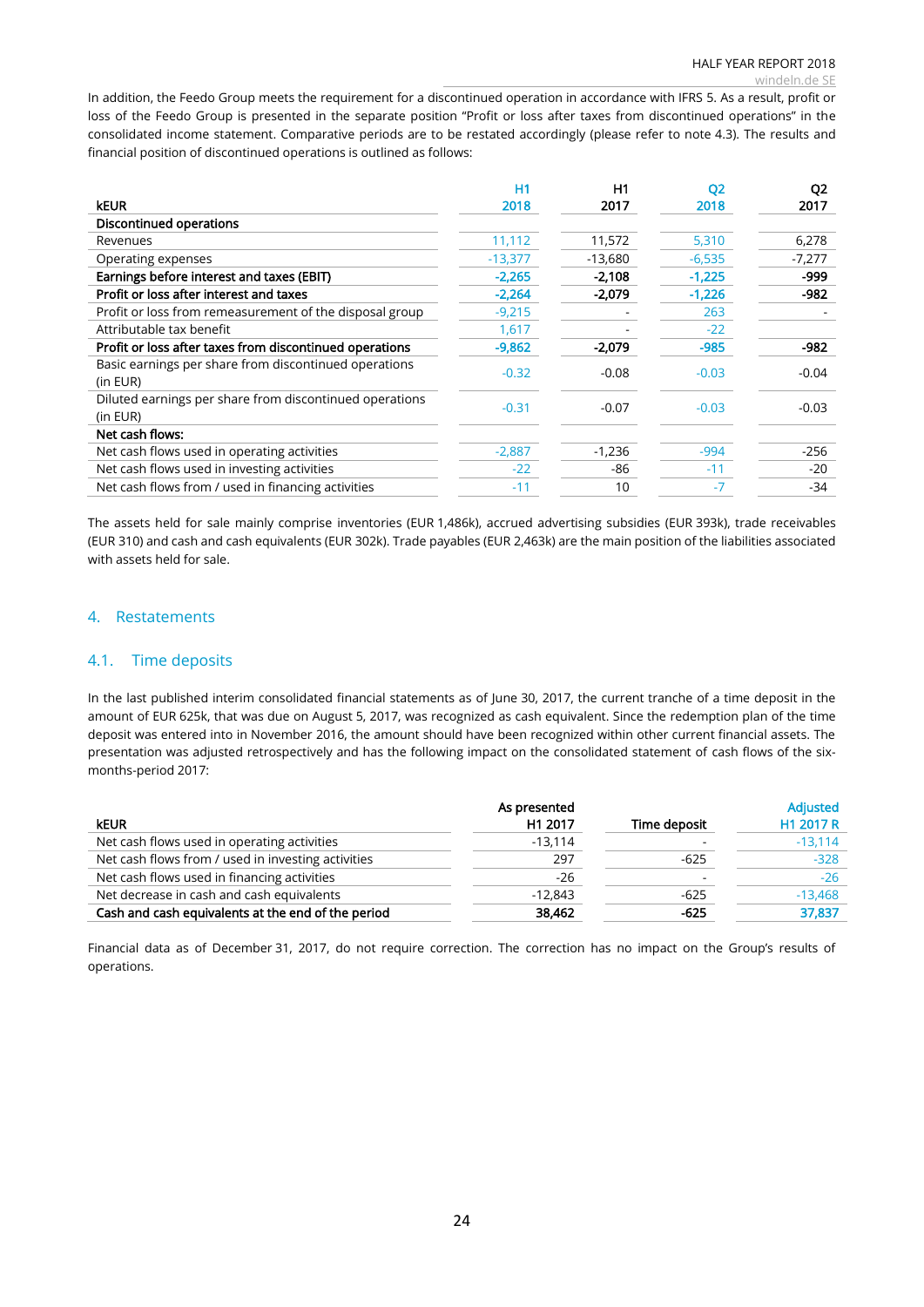In addition, the Feedo Group meets the requirement for a discontinued operation in accordance with IFRS 5. As a result, profit or loss of the Feedo Group is presented in the separate position "Profit or loss after taxes from discontinued operations" in the consolidated income statement. Comparative periods are to be restated accordingly (please refer to note 4.3). The results and financial position of discontinued operations is outlined as follows:

| kEUR | H1 2018 | H1 2017 | Q2 2018 | Q2 2017 |
|---|---|---|---|---|
| **Discontinued operations** | | | | |
| Revenues | 11,112 | 11,572 | 5,310 | 6,278 |
| Operating expenses | -13,377 | -13,680 | -6,535 | -7,277 |
| **Earnings before interest and taxes (EBIT)** | **-2,265** | **-2,108** | **-1,225** | **-999** |
| **Profit or loss after interest and taxes** | **-2,264** | **-2,079** | **-1,226** | **-982** |
| Profit or loss from remeasurement of the disposal group | -9,215 | - | 263 | - |
| Attributable tax benefit | 1,617 | - | -22 | |
| **Profit or loss after taxes from discontinued operations** | **-9,862** | **-2,079** | **-985** | **-982** |
| Basic earnings per share from discontinued operations (in EUR) | -0.32 | -0.08 | -0.03 | -0.04 |
| Diluted earnings per share from discontinued operations (in EUR) | -0.31 | -0.07 | -0.03 | -0.03 |
| **Net cash flows:** | | | | |
| Net cash flows used in operating activities | -2,887 | -1,236 | -994 | -256 |
| Net cash flows used in investing activities | -22 | -86 | -11 | -20 |
| Net cash flows from / used in financing activities | -11 | 10 | -7 | -34 |

The assets held for sale mainly comprise inventories (EUR 1,486k), accrued advertising subsidies (EUR 393k), trade receivables (EUR 310) and cash and cash equivalents (EUR 302k). Trade payables (EUR 2,463k) are the main position of the liabilities associated with assets held for sale.

## 4. Restatements

### 4.1. Time deposits

In the last published interim consolidated financial statements as of June 30, 2017, the current tranche of a time deposit in the amount of EUR 625k, that was due on August 5, 2017, was recognized as cash equivalent. Since the redemption plan of the time deposit was entered into in November 2016, the amount should have been recognized within other current financial assets. The presentation was adjusted retrospectively and has the following impact on the consolidated statement of cash flows of the six-months-period 2017:

| kEUR | As presented H1 2017 | Time deposit | Adjusted H1 2017 R |
|---|---|---|---|
| Net cash flows used in operating activities | -13,114 | - | -13,114 |
| Net cash flows from / used in investing activities | 297 | -625 | -328 |
| Net cash flows used in financing activities | -26 | - | -26 |
| Net decrease in cash and cash equivalents | -12,843 | -625 | -13,468 |
| **Cash and cash equivalents at the end of the period** | **38,462** | **-625** | **37,837** |

Financial data as of December 31, 2017, do not require correction. The correction has no impact on the Group's results of operations.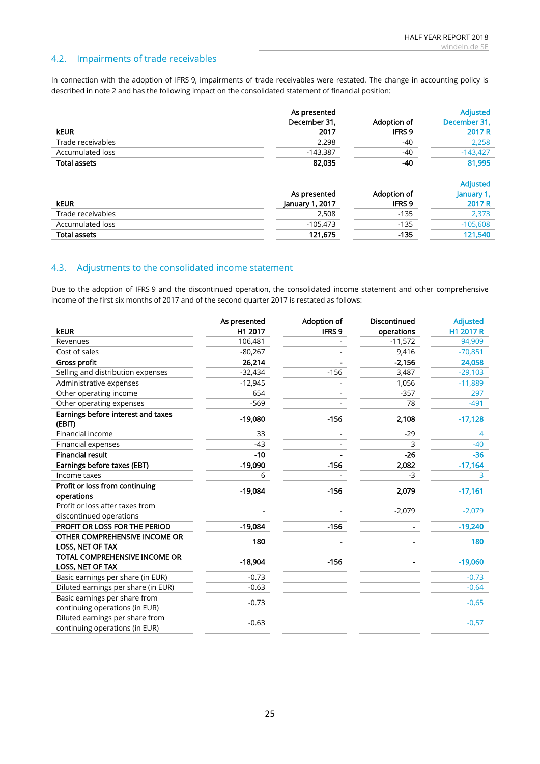## 4.2. Impairments of trade receivables

In connection with the adoption of IFRS 9, impairments of trade receivables were restated. The change in accounting policy is described in note 2 and has the following impact on the consolidated statement of financial position:

| kEUR | As presented December 31, 2017 | Adoption of IFRS 9 | Adjusted December 31, 2017 R |
|---|---|---|---|
| Trade receivables | 2,298 | -40 | 2,258 |
| Accumulated loss | -143,387 | -40 | -143,427 |
| **Total assets** | **82,035** | **-40** | **81,995** |

| kEUR | As presented January 1, 2017 | Adoption of IFRS 9 | Adjusted January 1, 2017 R |
|---|---|---|---|
| Trade receivables | 2,508 | -135 | 2,373 |
| Accumulated loss | -105,473 | -135 | -105,608 |
| **Total assets** | **121,675** | **-135** | **121,540** |

## 4.3. Adjustments to the consolidated income statement

Due to the adoption of IFRS 9 and the discontinued operation, the consolidated income statement and other comprehensive income of the first six months of 2017 and of the second quarter 2017 is restated as follows:

| kEUR | As presented H1 2017 | Adoption of IFRS 9 | Discontinued operations | Adjusted H1 2017 R |
|---|---|---|---|---|
| Revenues | 106,481 | - | -11,572 | 94,909 |
| Cost of sales | -80,267 | - | 9,416 | -70,851 |
| **Gross profit** | **26,214** | **-** | **-2,156** | **24,058** |
| Selling and distribution expenses | -32,434 | -156 | 3,487 | -29,103 |
| Administrative expenses | -12,945 | - | 1,056 | -11,889 |
| Other operating income | 654 | - | -357 | 297 |
| Other operating expenses | -569 | - | 78 | -491 |
| **Earnings before interest and taxes (EBIT)** | **-19,080** | **-156** | **2,108** | **-17,128** |
| Financial income | 33 | - | -29 | 4 |
| Financial expenses | -43 | - | 3 | -40 |
| **Financial result** | **-10** | **-** | **-26** | **-36** |
| **Earnings before taxes (EBT)** | **-19,090** | **-156** | **2,082** | **-17,164** |
| Income taxes | 6 | - | -3 | 3 |
| **Profit or loss from continuing operations** | **-19,084** | **-156** | **2,079** | **-17,161** |
| Profit or loss after taxes from discontinued operations | - | - | -2,079 | -2,079 |
| **PROFIT OR LOSS FOR THE PERIOD** | **-19,084** | **-156** | **-** | **-19,240** |
| **OTHER COMPREHENSIVE INCOME OR LOSS, NET OF TAX** | **180** | **-** | **-** | **180** |
| **TOTAL COMPREHENSIVE INCOME OR LOSS, NET OF TAX** | **-18,904** | **-156** | **-** | **-19,060** |
| Basic earnings per share (in EUR) | -0.73 | | | -0,73 |
| Diluted earnings per share (in EUR) | -0.63 | | | -0,64 |
| Basic earnings per share from continuing operations (in EUR) | -0.73 | | | -0,65 |
| Diluted earnings per share from continuing operations (in EUR) | -0.63 | | | -0,57 |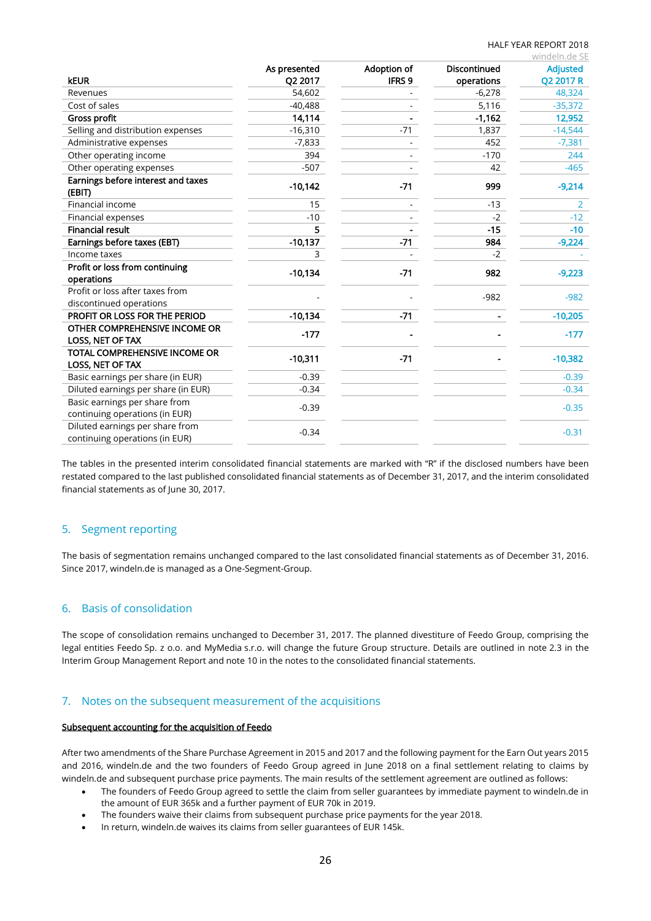| kEUR | As presented Q2 2017 | Adoption of IFRS 9 | Discontinued operations | Adjusted Q2 2017 R |
|---|---|---|---|---|
| Revenues | 54,602 | - | -6,278 | 48,324 |
| Cost of sales | -40,488 | - | 5,116 | -35,372 |
| **Gross profit** | **14,114** | **-** | **-1,162** | **12,952** |
| Selling and distribution expenses | -16,310 | -71 | 1,837 | -14,544 |
| Administrative expenses | -7,833 | - | 452 | -7,381 |
| Other operating income | 394 | - | -170 | 244 |
| Other operating expenses | -507 | - | 42 | -465 |
| **Earnings before interest and taxes (EBIT)** | **-10,142** | **-71** | **999** | **-9,214** |
| Financial income | 15 | - | -13 | 2 |
| Financial expenses | -10 | - | -2 | -12 |
| **Financial result** | **5** | **-** | **-15** | **-10** |
| **Earnings before taxes (EBT)** | **-10,137** | **-71** | **984** | **-9,224** |
| Income taxes | 3 | - | -2 | - |
| **Profit or loss from continuing operations** | **-10,134** | **-71** | **982** | **-9,223** |
| Profit or loss after taxes from discontinued operations | - | - | -982 | -982 |
| **PROFIT OR LOSS FOR THE PERIOD** | **-10,134** | **-71** | **-** | **-10,205** |
| **OTHER COMPREHENSIVE INCOME OR LOSS, NET OF TAX** | **-177** | **-** | **-** | **-177** |
| **TOTAL COMPREHENSIVE INCOME OR LOSS, NET OF TAX** | **-10,311** | **-71** | **-** | **-10,382** |
| Basic earnings per share (in EUR) | -0.39 | | | -0.39 |
| Diluted earnings per share (in EUR) | -0.34 | | | -0.34 |
| Basic earnings per share from continuing operations (in EUR) | -0.39 | | | -0.35 |
| Diluted earnings per share from continuing operations (in EUR) | -0.34 | | | -0.31 |

The tables in the presented interim consolidated financial statements are marked with "R" if the disclosed numbers have been restated compared to the last published consolidated financial statements as of December 31, 2017, and the interim consolidated financial statements as of June 30, 2017.

## 5. Segment reporting

The basis of segmentation remains unchanged compared to the last consolidated financial statements as of December 31, 2016. Since 2017, windeln.de is managed as a One-Segment-Group.

## 6. Basis of consolidation

The scope of consolidation remains unchanged to December 31, 2017. The planned divestiture of Feedo Group, comprising the legal entities Feedo Sp. z o.o. and MyMedia s.r.o. will change the future Group structure. Details are outlined in note 2.3 in the Interim Group Management Report and note 10 in the notes to the consolidated financial statements.

## 7. Notes on the subsequent measurement of the acquisitions

**Subsequent accounting for the acquisition of Feedo**

After two amendments of the Share Purchase Agreement in 2015 and 2017 and the following payment for the Earn Out years 2015 and 2016, windeln.de and the two founders of Feedo Group agreed in June 2018 on a final settlement relating to claims by windeln.de and subsequent purchase price payments. The main results of the settlement agreement are outlined as follows:

- The founders of Feedo Group agreed to settle the claim from seller guarantees by immediate payment to windeln.de in the amount of EUR 365k and a further payment of EUR 70k in 2019.
- The founders waive their claims from subsequent purchase price payments for the year 2018.
- In return, windeln.de waives its claims from seller guarantees of EUR 145k.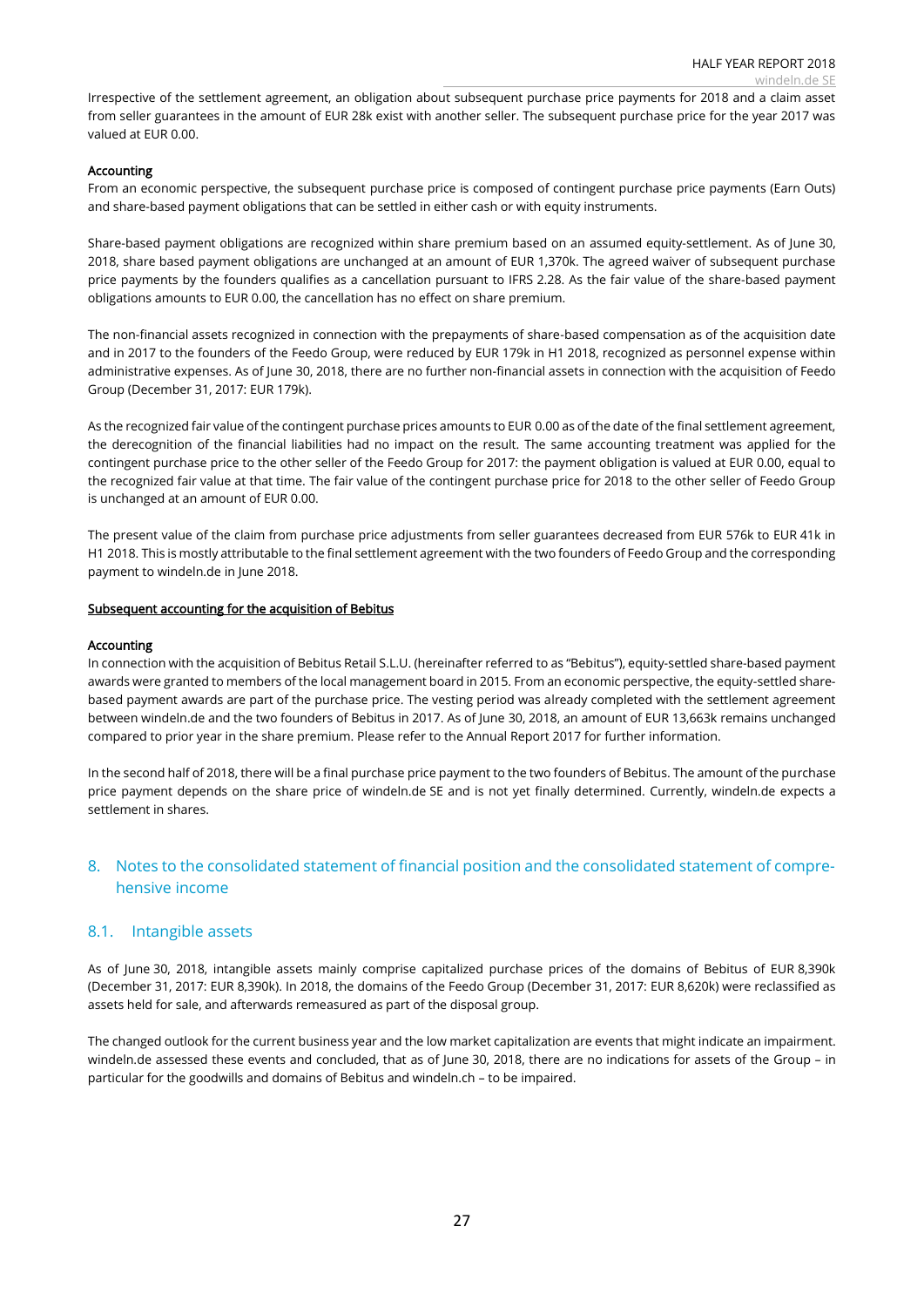Irrespective of the settlement agreement, an obligation about subsequent purchase price payments for 2018 and a claim asset from seller guarantees in the amount of EUR 28k exist with another seller. The subsequent purchase price for the year 2017 was valued at EUR 0.00.

**Accounting**

From an economic perspective, the subsequent purchase price is composed of contingent purchase price payments (Earn Outs) and share-based payment obligations that can be settled in either cash or with equity instruments.

Share-based payment obligations are recognized within share premium based on an assumed equity-settlement. As of June 30, 2018, share based payment obligations are unchanged at an amount of EUR 1,370k. The agreed waiver of subsequent purchase price payments by the founders qualifies as a cancellation pursuant to IFRS 2.28. As the fair value of the share-based payment obligations amounts to EUR 0.00, the cancellation has no effect on share premium.

The non-financial assets recognized in connection with the prepayments of share-based compensation as of the acquisition date and in 2017 to the founders of the Feedo Group, were reduced by EUR 179k in H1 2018, recognized as personnel expense within administrative expenses. As of June 30, 2018, there are no further non-financial assets in connection with the acquisition of Feedo Group (December 31, 2017: EUR 179k).

As the recognized fair value of the contingent purchase prices amounts to EUR 0.00 as of the date of the final settlement agreement, the derecognition of the financial liabilities had no impact on the result. The same accounting treatment was applied for the contingent purchase price to the other seller of the Feedo Group for 2017: the payment obligation is valued at EUR 0.00, equal to the recognized fair value at that time. The fair value of the contingent purchase price for 2018 to the other seller of Feedo Group is unchanged at an amount of EUR 0.00.

The present value of the claim from purchase price adjustments from seller guarantees decreased from EUR 576k to EUR 41k in H1 2018. This is mostly attributable to the final settlement agreement with the two founders of Feedo Group and the corresponding payment to windeln.de in June 2018.

**Subsequent accounting for the acquisition of Bebitus**

**Accounting**

In connection with the acquisition of Bebitus Retail S.L.U. (hereinafter referred to as "Bebitus"), equity-settled share-based payment awards were granted to members of the local management board in 2015. From an economic perspective, the equity-settled share-based payment awards are part of the purchase price. The vesting period was already completed with the settlement agreement between windeln.de and the two founders of Bebitus in 2017. As of June 30, 2018, an amount of EUR 13,663k remains unchanged compared to prior year in the share premium. Please refer to the Annual Report 2017 for further information.

In the second half of 2018, there will be a final purchase price payment to the two founders of Bebitus. The amount of the purchase price payment depends on the share price of windeln.de SE and is not yet finally determined. Currently, windeln.de expects a settlement in shares.

## 8. Notes to the consolidated statement of financial position and the consolidated statement of comprehensive income

### 8.1. Intangible assets

As of June 30, 2018, intangible assets mainly comprise capitalized purchase prices of the domains of Bebitus of EUR 8,390k (December 31, 2017: EUR 8,390k). In 2018, the domains of the Feedo Group (December 31, 2017: EUR 8,620k) were reclassified as assets held for sale, and afterwards remeasured as part of the disposal group.

The changed outlook for the current business year and the low market capitalization are events that might indicate an impairment. windeln.de assessed these events and concluded, that as of June 30, 2018, there are no indications for assets of the Group – in particular for the goodwills and domains of Bebitus and windeln.ch – to be impaired.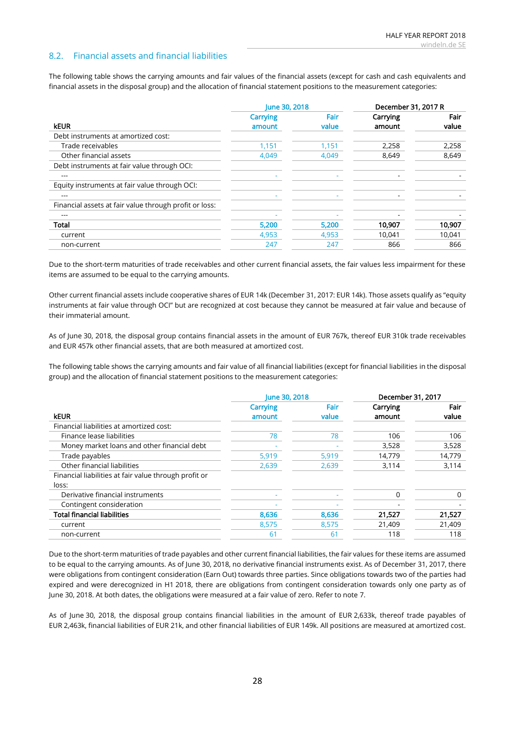## 8.2. Financial assets and financial liabilities

The following table shows the carrying amounts and fair values of the financial assets (except for cash and cash equivalents and financial assets in the disposal group) and the allocation of financial statement positions to the measurement categories:

| kEUR | June 30, 2018 | | December 31, 2017 R | |
|---|---|---|---|---|
| | Carrying amount | Fair value | Carrying amount | Fair value |
| Debt instruments at amortized cost: | | | | |
| Trade receivables | 1,151 | 1,151 | 2,258 | 2,258 |
| Other financial assets | 4,049 | 4,049 | 8,649 | 8,649 |
| Debt instruments at fair value through OCI: | | | | |
| --- | - | - | - | - |
| Equity instruments at fair value through OCI: | | | | |
| --- | - | - | - | - |
| Financial assets at fair value through profit or loss: | | | | |
| --- | - | - | - | - |
| **Total** | **5,200** | **5,200** | **10,907** | **10,907** |
| current | 4,953 | 4,953 | 10,041 | 10,041 |
| non-current | 247 | 247 | 866 | 866 |

Due to the short-term maturities of trade receivables and other current financial assets, the fair values less impairment for these items are assumed to be equal to the carrying amounts.

Other current financial assets include cooperative shares of EUR 14k (December 31, 2017: EUR 14k). Those assets qualify as "equity instruments at fair value through OCI" but are recognized at cost because they cannot be measured at fair value and because of their immaterial amount.

As of June 30, 2018, the disposal group contains financial assets in the amount of EUR 767k, thereof EUR 310k trade receivables and EUR 457k other financial assets, that are both measured at amortized cost.

The following table shows the carrying amounts and fair value of all financial liabilities (except for financial liabilities in the disposal group) and the allocation of financial statement positions to the measurement categories:

| kEUR | June 30, 2018 | | December 31, 2017 | |
|---|---|---|---|---|
| | Carrying amount | Fair value | Carrying amount | Fair value |
| Financial liabilities at amortized cost: | | | | |
| Finance lease liabilities | 78 | 78 | 106 | 106 |
| Money market loans and other financial debt | - | - | 3,528 | 3,528 |
| Trade payables | 5,919 | 5,919 | 14,779 | 14,779 |
| Other financial liabilities | 2,639 | 2,639 | 3,114 | 3,114 |
| Financial liabilities at fair value through profit or loss: | | | | |
| Derivative financial instruments | - | - | 0 | 0 |
| Contingent consideration | - | - | - | - |
| **Total financial liabilities** | **8,636** | **8,636** | **21,527** | **21,527** |
| current | 8,575 | 8,575 | 21,409 | 21,409 |
| non-current | 61 | 61 | 118 | 118 |

Due to the short-term maturities of trade payables and other current financial liabilities, the fair values for these items are assumed to be equal to the carrying amounts. As of June 30, 2018, no derivative financial instruments exist. As of December 31, 2017, there were obligations from contingent consideration (Earn Out) towards three parties. Since obligations towards two of the parties had expired and were derecognized in H1 2018, there are obligations from contingent consideration towards only one party as of June 30, 2018. At both dates, the obligations were measured at a fair value of zero. Refer to note 7.

As of June 30, 2018, the disposal group contains financial liabilities in the amount of EUR 2,633k, thereof trade payables of EUR 2,463k, financial liabilities of EUR 21k, and other financial liabilities of EUR 149k. All positions are measured at amortized cost.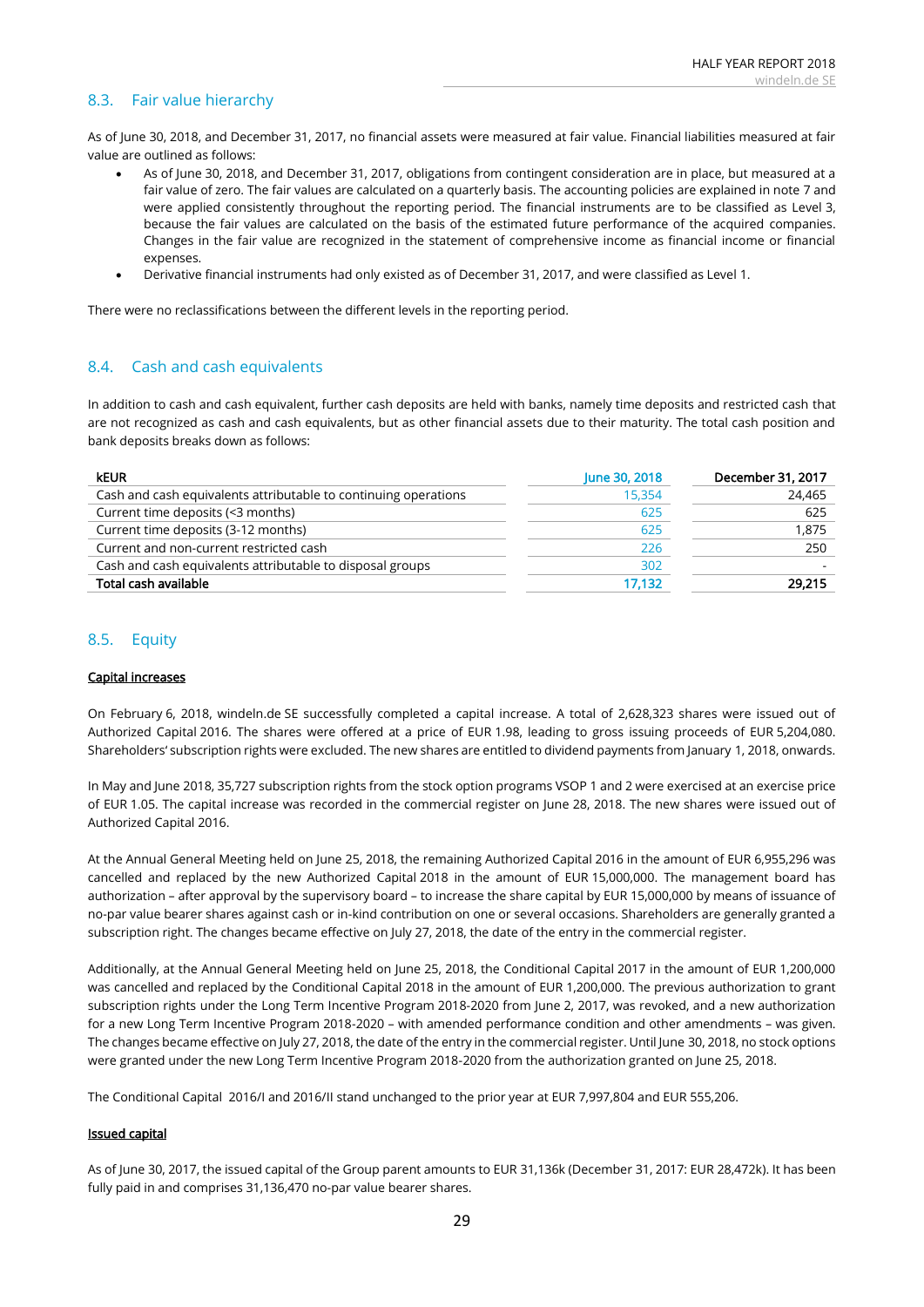## 8.3. Fair value hierarchy

As of June 30, 2018, and December 31, 2017, no financial assets were measured at fair value. Financial liabilities measured at fair value are outlined as follows:

- As of June 30, 2018, and December 31, 2017, obligations from contingent consideration are in place, but measured at a fair value of zero. The fair values are calculated on a quarterly basis. The accounting policies are explained in note 7 and were applied consistently throughout the reporting period. The financial instruments are to be classified as Level 3, because the fair values are calculated on the basis of the estimated future performance of the acquired companies. Changes in the fair value are recognized in the statement of comprehensive income as financial income or financial expenses.
- Derivative financial instruments had only existed as of December 31, 2017, and were classified as Level 1.

There were no reclassifications between the different levels in the reporting period.

## 8.4. Cash and cash equivalents

In addition to cash and cash equivalent, further cash deposits are held with banks, namely time deposits and restricted cash that are not recognized as cash and cash equivalents, but as other financial assets due to their maturity. The total cash position and bank deposits breaks down as follows:

| kEUR | June 30, 2018 | December 31, 2017 |
|---|---|---|
| Cash and cash equivalents attributable to continuing operations | 15,354 | 24,465 |
| Current time deposits (<3 months) | 625 | 625 |
| Current time deposits (3-12 months) | 625 | 1,875 |
| Current and non-current restricted cash | 226 | 250 |
| Cash and cash equivalents attributable to disposal groups | 302 | - |
| **Total cash available** | **17,132** | **29,215** |

## 8.5. Equity

**Capital increases**

On February 6, 2018, windeln.de SE successfully completed a capital increase. A total of 2,628,323 shares were issued out of Authorized Capital 2016. The shares were offered at a price of EUR 1.98, leading to gross issuing proceeds of EUR 5,204,080. Shareholders' subscription rights were excluded. The new shares are entitled to dividend payments from January 1, 2018, onwards.

In May and June 2018, 35,727 subscription rights from the stock option programs VSOP 1 and 2 were exercised at an exercise price of EUR 1.05. The capital increase was recorded in the commercial register on June 28, 2018. The new shares were issued out of Authorized Capital 2016.

At the Annual General Meeting held on June 25, 2018, the remaining Authorized Capital 2016 in the amount of EUR 6,955,296 was cancelled and replaced by the new Authorized Capital 2018 in the amount of EUR 15,000,000. The management board has authorization – after approval by the supervisory board – to increase the share capital by EUR 15,000,000 by means of issuance of no-par value bearer shares against cash or in-kind contribution on one or several occasions. Shareholders are generally granted a subscription right. The changes became effective on July 27, 2018, the date of the entry in the commercial register.

Additionally, at the Annual General Meeting held on June 25, 2018, the Conditional Capital 2017 in the amount of EUR 1,200,000 was cancelled and replaced by the Conditional Capital 2018 in the amount of EUR 1,200,000. The previous authorization to grant subscription rights under the Long Term Incentive Program 2018-2020 from June 2, 2017, was revoked, and a new authorization for a new Long Term Incentive Program 2018-2020 – with amended performance condition and other amendments – was given. The changes became effective on July 27, 2018, the date of the entry in the commercial register. Until June 30, 2018, no stock options were granted under the new Long Term Incentive Program 2018-2020 from the authorization granted on June 25, 2018.

The Conditional Capital 2016/I and 2016/II stand unchanged to the prior year at EUR 7,997,804 and EUR 555,206.

**Issued capital**

As of June 30, 2017, the issued capital of the Group parent amounts to EUR 31,136k (December 31, 2017: EUR 28,472k). It has been fully paid in and comprises 31,136,470 no-par value bearer shares.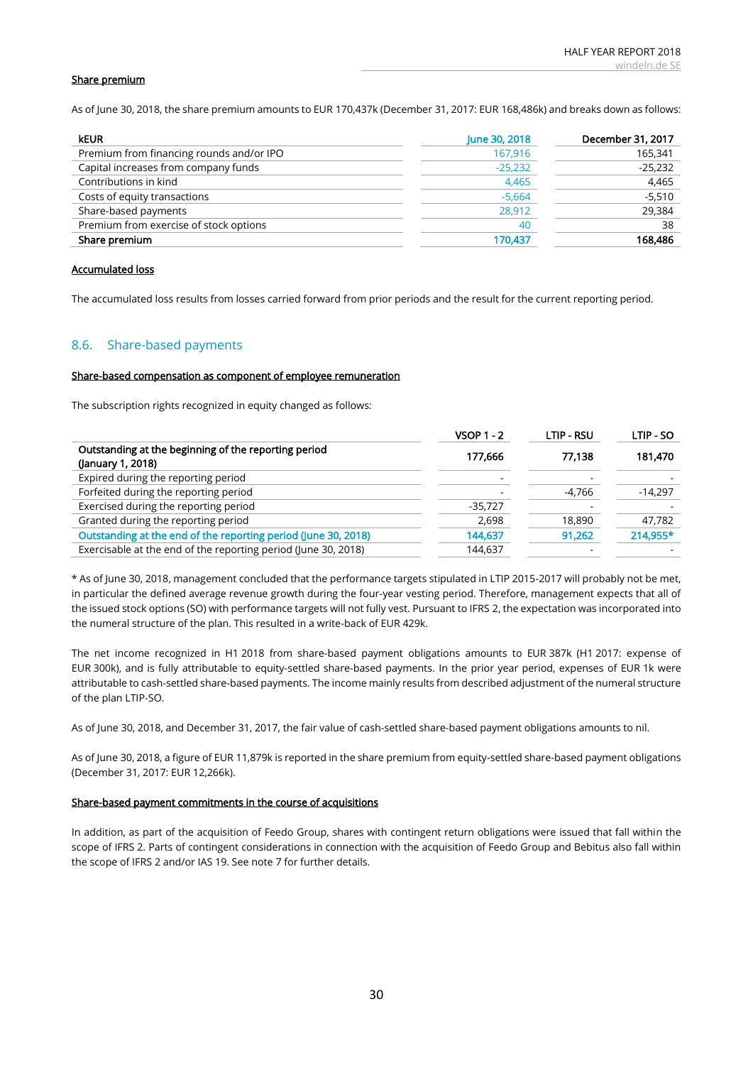**Share premium**

As of June 30, 2018, the share premium amounts to EUR 170,437k (December 31, 2017: EUR 168,486k) and breaks down as follows:

| kEUR | June 30, 2018 | December 31, 2017 |
|---|---|---|
| Premium from financing rounds and/or IPO | 167,916 | 165,341 |
| Capital increases from company funds | -25,232 | -25,232 |
| Contributions in kind | 4,465 | 4,465 |
| Costs of equity transactions | -5,664 | -5,510 |
| Share-based payments | 28,912 | 29,384 |
| Premium from exercise of stock options | 40 | 38 |
| **Share premium** | **170,437** | **168,486** |

**Accumulated loss**

The accumulated loss results from losses carried forward from prior periods and the result for the current reporting period.

## 8.6. Share-based payments

**Share-based compensation as component of employee remuneration**

The subscription rights recognized in equity changed as follows:

| | VSOP 1 - 2 | LTIP - RSU | LTIP - SO |
|---|---|---|---|
| **Outstanding at the beginning of the reporting period (January 1, 2018)** | **177,666** | **77,138** | **181,470** |
| Expired during the reporting period | - | - | - |
| Forfeited during the reporting period | - | -4,766 | -14,297 |
| Exercised during the reporting period | -35,727 | - | - |
| Granted during the reporting period | 2,698 | 18,890 | 47,782 |
| **Outstanding at the end of the reporting period (June 30, 2018)** | **144,637** | **91,262** | **214,955*** |
| Exercisable at the end of the reporting period (June 30, 2018) | 144,637 | - | - |

* As of June 30, 2018, management concluded that the performance targets stipulated in LTIP 2015-2017 will probably not be met, in particular the defined average revenue growth during the four-year vesting period. Therefore, management expects that all of the issued stock options (SO) with performance targets will not fully vest. Pursuant to IFRS 2, the expectation was incorporated into the numeral structure of the plan. This resulted in a write-back of EUR 429k.

The net income recognized in H1 2018 from share-based payment obligations amounts to EUR 387k (H1 2017: expense of EUR 300k), and is fully attributable to equity-settled share-based payments. In the prior year period, expenses of EUR 1k were attributable to cash-settled share-based payments. The income mainly results from described adjustment of the numeral structure of the plan LTIP-SO.

As of June 30, 2018, and December 31, 2017, the fair value of cash-settled share-based payment obligations amounts to nil.

As of June 30, 2018, a figure of EUR 11,879k is reported in the share premium from equity-settled share-based payment obligations (December 31, 2017: EUR 12,266k).

**Share-based payment commitments in the course of acquisitions**

In addition, as part of the acquisition of Feedo Group, shares with contingent return obligations were issued that fall within the scope of IFRS 2. Parts of contingent considerations in connection with the acquisition of Feedo Group and Bebitus also fall within the scope of IFRS 2 and/or IAS 19. See note 7 for further details.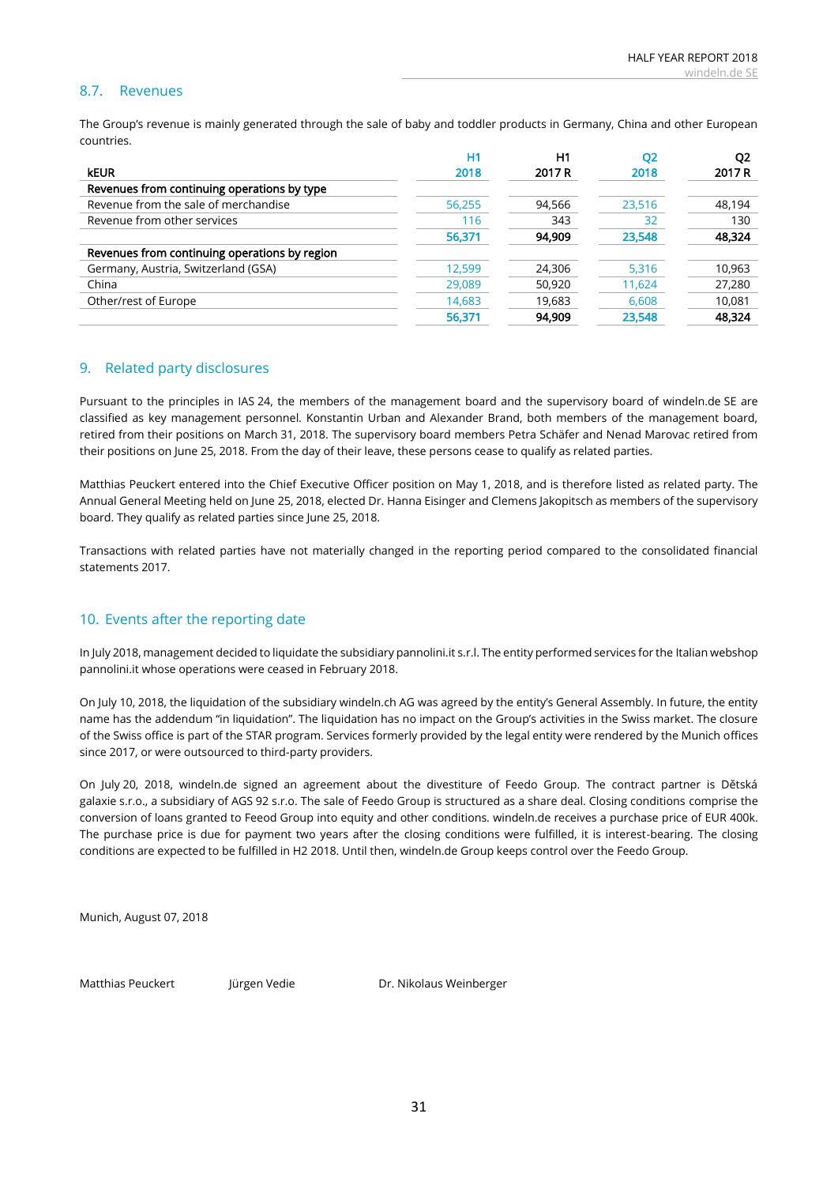## 8.7. Revenues

The Group's revenue is mainly generated through the sale of baby and toddler products in Germany, China and other European countries.

| kEUR | H1 2018 | H1 2017 R | Q2 2018 | Q2 2017 R |
|---|---|---|---|---|
| **Revenues from continuing operations by type** | | | | |
| Revenue from the sale of merchandise | 56,255 | 94,566 | 23,516 | 48,194 |
| Revenue from other services | 116 | 343 | 32 | 130 |
| | **56,371** | **94,909** | **23,548** | **48,324** |
| **Revenues from continuing operations by region** | | | | |
| Germany, Austria, Switzerland (GSA) | 12,599 | 24,306 | 5,316 | 10,963 |
| China | 29,089 | 50,920 | 11,624 | 27,280 |
| Other/rest of Europe | 14,683 | 19,683 | 6,608 | 10,081 |
| | **56,371** | **94,909** | **23,548** | **48,324** |

## 9. Related party disclosures

Pursuant to the principles in IAS 24, the members of the management board and the supervisory board of windeln.de SE are classified as key management personnel. Konstantin Urban and Alexander Brand, both members of the management board, retired from their positions on March 31, 2018. The supervisory board members Petra Schäfer and Nenad Marovac retired from their positions on June 25, 2018. From the day of their leave, these persons cease to qualify as related parties.

Matthias Peuckert entered into the Chief Executive Officer position on May 1, 2018, and is therefore listed as related party. The Annual General Meeting held on June 25, 2018, elected Dr. Hanna Eisinger and Clemens Jakopitsch as members of the supervisory board. They qualify as related parties since June 25, 2018.

Transactions with related parties have not materially changed in the reporting period compared to the consolidated financial statements 2017.

## 10. Events after the reporting date

In July 2018, management decided to liquidate the subsidiary pannolini.it s.r.l. The entity performed services for the Italian webshop pannolini.it whose operations were ceased in February 2018.

On July 10, 2018, the liquidation of the subsidiary windeln.ch AG was agreed by the entity's General Assembly. In future, the entity name has the addendum "in liquidation". The liquidation has no impact on the Group's activities in the Swiss market. The closure of the Swiss office is part of the STAR program. Services formerly provided by the legal entity were rendered by the Munich offices since 2017, or were outsourced to third-party providers.

On July 20, 2018, windeln.de signed an agreement about the divestiture of Feedo Group. The contract partner is Dětská galaxie s.r.o., a subsidiary of AGS 92 s.r.o. The sale of Feedo Group is structured as a share deal. Closing conditions comprise the conversion of loans granted to Feeod Group into equity and other conditions. windeln.de receives a purchase price of EUR 400k. The purchase price is due for payment two years after the closing conditions were fulfilled, it is interest-bearing. The closing conditions are expected to be fulfilled in H2 2018. Until then, windeln.de Group keeps control over the Feedo Group.

Munich, August 07, 2018

Matthias Peuckert　　Jürgen Vedie　　Dr. Nikolaus Weinberger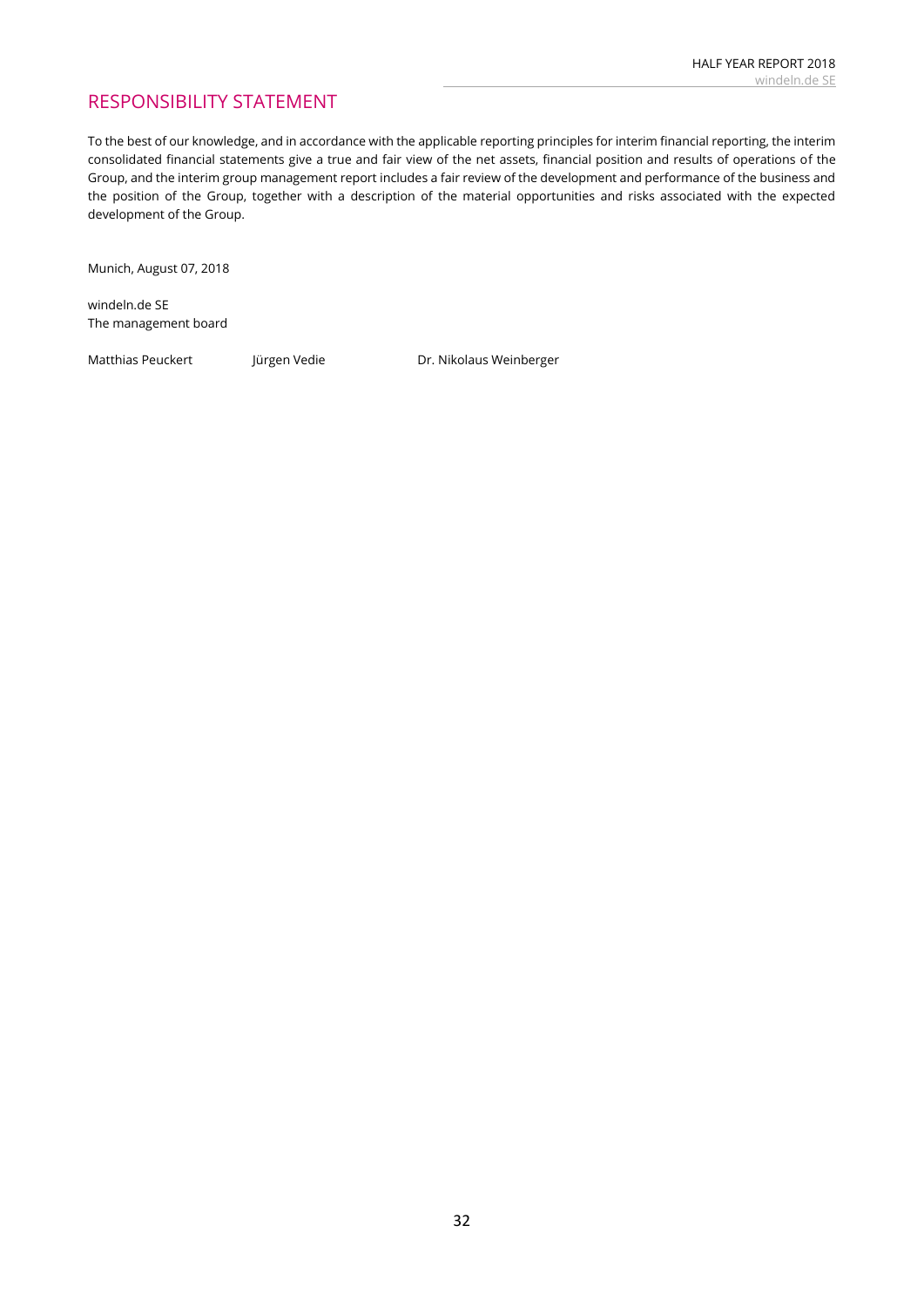# RESPONSIBILITY STATEMENT

To the best of our knowledge, and in accordance with the applicable reporting principles for interim financial reporting, the interim consolidated financial statements give a true and fair view of the net assets, financial position and results of operations of the Group, and the interim group management report includes a fair review of the development and performance of the business and the position of the Group, together with a description of the material opportunities and risks associated with the expected development of the Group.

Munich, August 07, 2018

windeln.de SE
The management board

Matthias Peuckert Jürgen Vedie Dr. Nikolaus Weinberger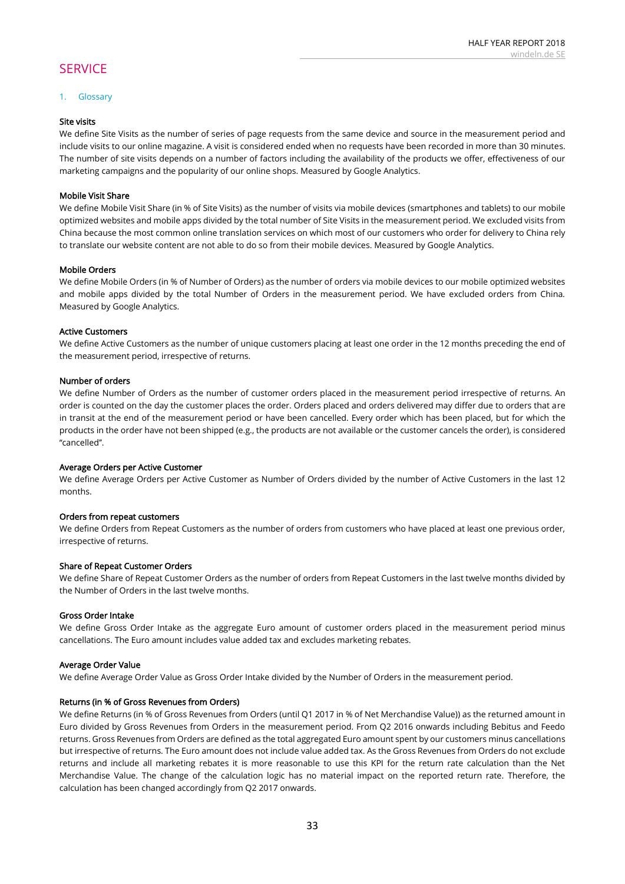# SERVICE

## 1. Glossary

**Site visits**

We define Site Visits as the number of series of page requests from the same device and source in the measurement period and include visits to our online magazine. A visit is considered ended when no requests have been recorded in more than 30 minutes. The number of site visits depends on a number of factors including the availability of the products we offer, effectiveness of our marketing campaigns and the popularity of our online shops. Measured by Google Analytics.

**Mobile Visit Share**

We define Mobile Visit Share (in % of Site Visits) as the number of visits via mobile devices (smartphones and tablets) to our mobile optimized websites and mobile apps divided by the total number of Site Visits in the measurement period. We excluded visits from China because the most common online translation services on which most of our customers who order for delivery to China rely to translate our website content are not able to do so from their mobile devices. Measured by Google Analytics.

**Mobile Orders**

We define Mobile Orders (in % of Number of Orders) as the number of orders via mobile devices to our mobile optimized websites and mobile apps divided by the total Number of Orders in the measurement period. We have excluded orders from China. Measured by Google Analytics.

**Active Customers**

We define Active Customers as the number of unique customers placing at least one order in the 12 months preceding the end of the measurement period, irrespective of returns.

**Number of orders**

We define Number of Orders as the number of customer orders placed in the measurement period irrespective of returns. An order is counted on the day the customer places the order. Orders placed and orders delivered may differ due to orders that are in transit at the end of the measurement period or have been cancelled. Every order which has been placed, but for which the products in the order have not been shipped (e.g., the products are not available or the customer cancels the order), is considered "cancelled".

**Average Orders per Active Customer**

We define Average Orders per Active Customer as Number of Orders divided by the number of Active Customers in the last 12 months.

**Orders from repeat customers**

We define Orders from Repeat Customers as the number of orders from customers who have placed at least one previous order, irrespective of returns.

**Share of Repeat Customer Orders**

We define Share of Repeat Customer Orders as the number of orders from Repeat Customers in the last twelve months divided by the Number of Orders in the last twelve months.

**Gross Order Intake**

We define Gross Order Intake as the aggregate Euro amount of customer orders placed in the measurement period minus cancellations. The Euro amount includes value added tax and excludes marketing rebates.

**Average Order Value**

We define Average Order Value as Gross Order Intake divided by the Number of Orders in the measurement period.

**Returns (in % of Gross Revenues from Orders)**

We define Returns (in % of Gross Revenues from Orders (until Q1 2017 in % of Net Merchandise Value)) as the returned amount in Euro divided by Gross Revenues from Orders in the measurement period. From Q2 2016 onwards including Bebitus and Feedo returns. Gross Revenues from Orders are defined as the total aggregated Euro amount spent by our customers minus cancellations but irrespective of returns. The Euro amount does not include value added tax. As the Gross Revenues from Orders do not exclude returns and include all marketing rebates it is more reasonable to use this KPI for the return rate calculation than the Net Merchandise Value. The change of the calculation logic has no material impact on the reported return rate. Therefore, the calculation has been changed accordingly from Q2 2017 onwards.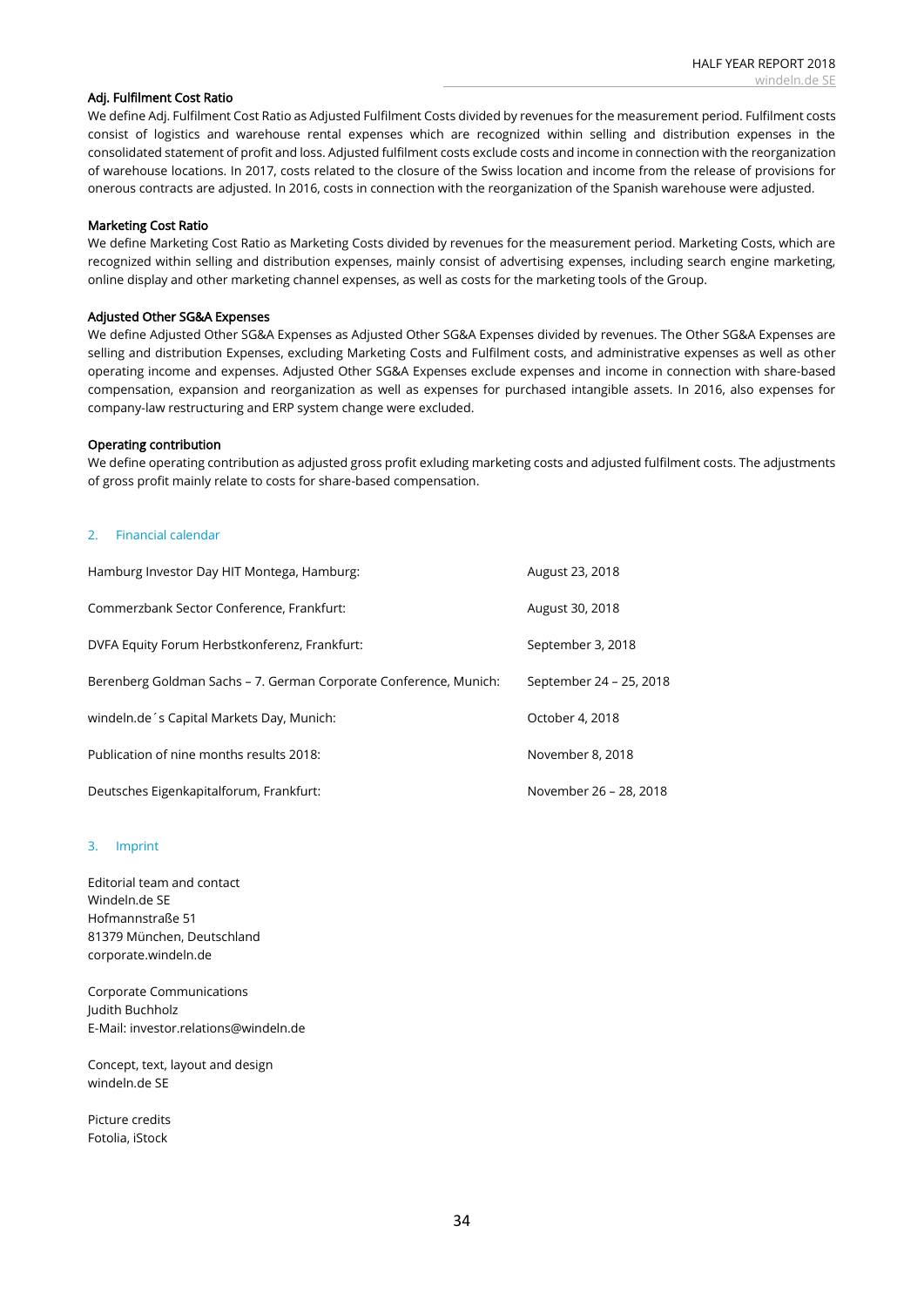**Adj. Fulfilment Cost Ratio**

We define Adj. Fulfilment Cost Ratio as Adjusted Fulfilment Costs divided by revenues for the measurement period. Fulfilment costs consist of logistics and warehouse rental expenses which are recognized within selling and distribution expenses in the consolidated statement of profit and loss. Adjusted fulfilment costs exclude costs and income in connection with the reorganization of warehouse locations. In 2017, costs related to the closure of the Swiss location and income from the release of provisions for onerous contracts are adjusted. In 2016, costs in connection with the reorganization of the Spanish warehouse were adjusted.

**Marketing Cost Ratio**

We define Marketing Cost Ratio as Marketing Costs divided by revenues for the measurement period. Marketing Costs, which are recognized within selling and distribution expenses, mainly consist of advertising expenses, including search engine marketing, online display and other marketing channel expenses, as well as costs for the marketing tools of the Group.

**Adjusted Other SG&A Expenses**

We define Adjusted Other SG&A Expenses as Adjusted Other SG&A Expenses divided by revenues. The Other SG&A Expenses are selling and distribution Expenses, excluding Marketing Costs and Fulfilment costs, and administrative expenses as well as other operating income and expenses. Adjusted Other SG&A Expenses exclude expenses and income in connection with share-based compensation, expansion and reorganization as well as expenses for purchased intangible assets. In 2016, also expenses for company-law restructuring and ERP system change were excluded.

**Operating contribution**

We define operating contribution as adjusted gross profit exluding marketing costs and adjusted fulfilment costs. The adjustments of gross profit mainly relate to costs for share-based compensation.

## 2. Financial calendar

| | |
|---|---|
| Hamburg Investor Day HIT Montega, Hamburg: | August 23, 2018 |
| Commerzbank Sector Conference, Frankfurt: | August 30, 2018 |
| DVFA Equity Forum Herbstkonferenz, Frankfurt: | September 3, 2018 |
| Berenberg Goldman Sachs – 7. German Corporate Conference, Munich: | September 24 – 25, 2018 |
| windeln.de´s Capital Markets Day, Munich: | October 4, 2018 |
| Publication of nine months results 2018: | November 8, 2018 |
| Deutsches Eigenkapitalforum, Frankfurt: | November 26 – 28, 2018 |

## 3. Imprint

Editorial team and contact
Windeln.de SE
Hofmannstraße 51
81379 München, Deutschland
corporate.windeln.de

Corporate Communications
Judith Buchholz
E-Mail: investor.relations@windeln.de

Concept, text, layout and design
windeln.de SE

Picture credits
Fotolia, iStock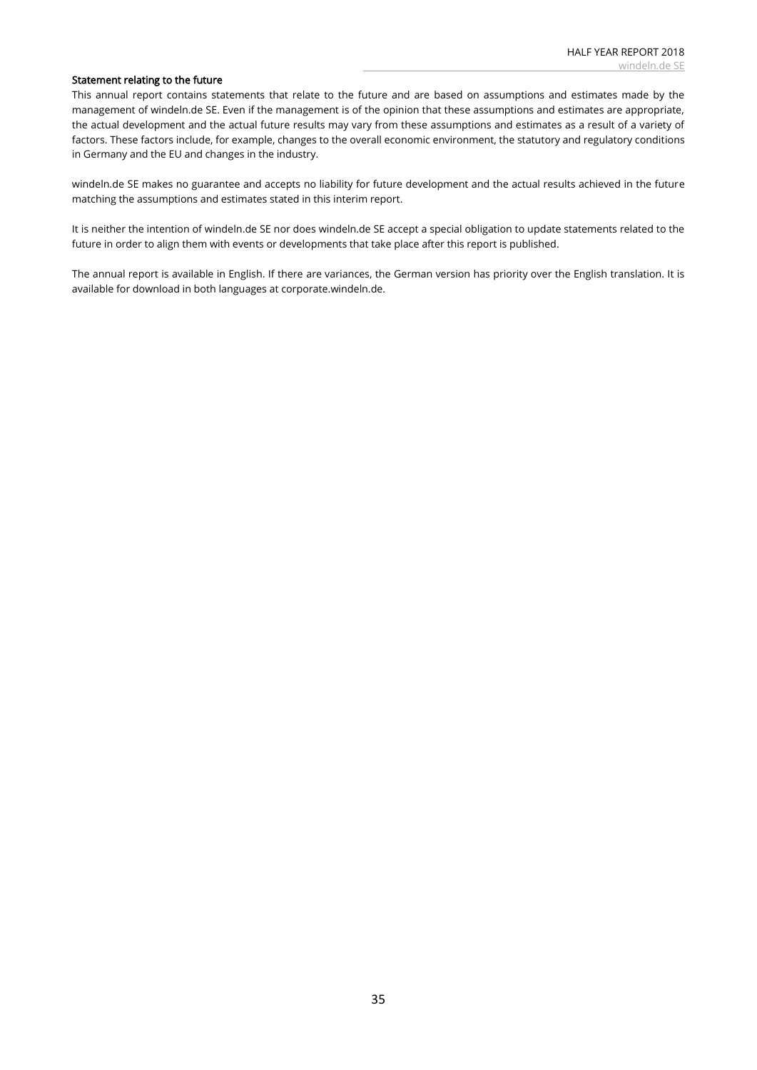#### Statement relating to the future

This annual report contains statements that relate to the future and are based on assumptions and estimates made by the management of windeln.de SE. Even if the management is of the opinion that these assumptions and estimates are appropriate, the actual development and the actual future results may vary from these assumptions and estimates as a result of a variety of factors. These factors include, for example, changes to the overall economic environment, the statutory and regulatory conditions in Germany and the EU and changes in the industry.

windeln.de SE makes no guarantee and accepts no liability for future development and the actual results achieved in the future matching the assumptions and estimates stated in this interim report.

It is neither the intention of windeln.de SE nor does windeln.de SE accept a special obligation to update statements related to the future in order to align them with events or developments that take place after this report is published.

The annual report is available in English. If there are variances, the German version has priority over the English translation. It is available for download in both languages at corporate.windeln.de.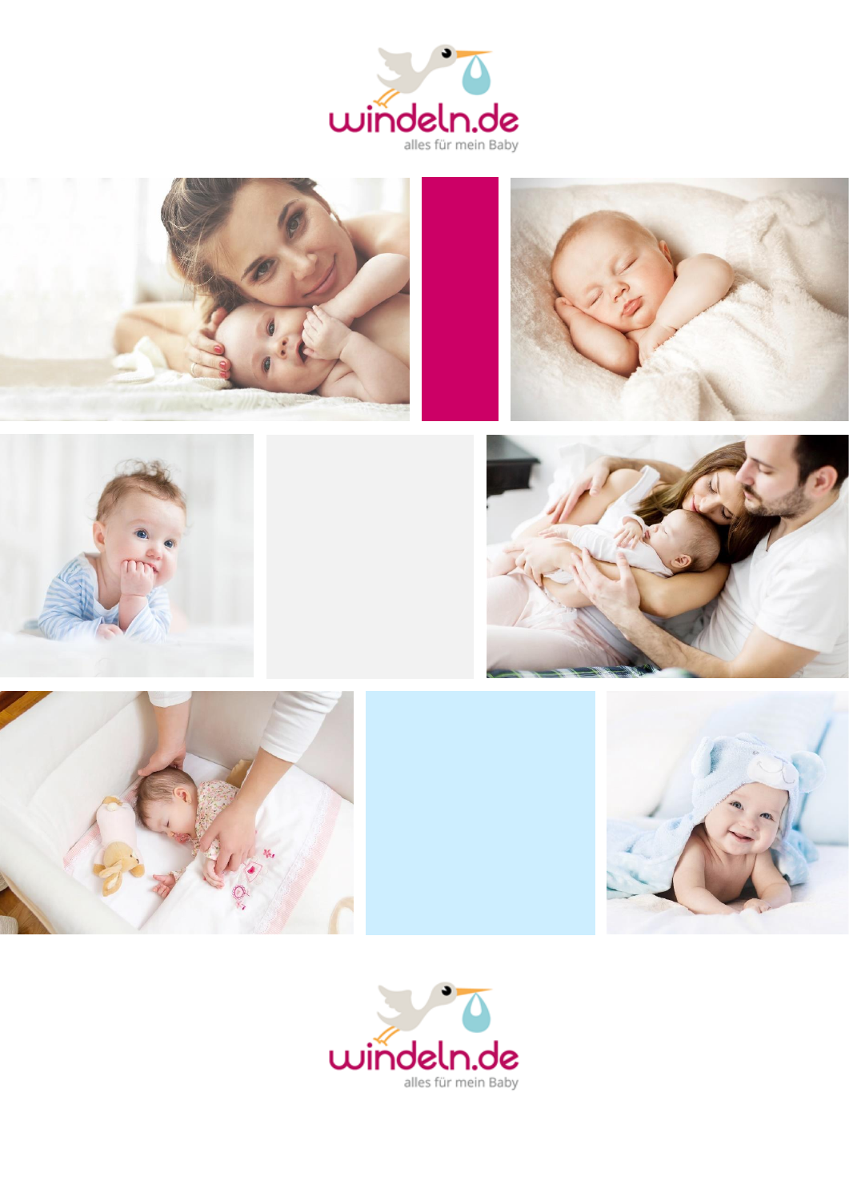windeln.de

alles für mein Baby

windeln.de

alles für mein Baby